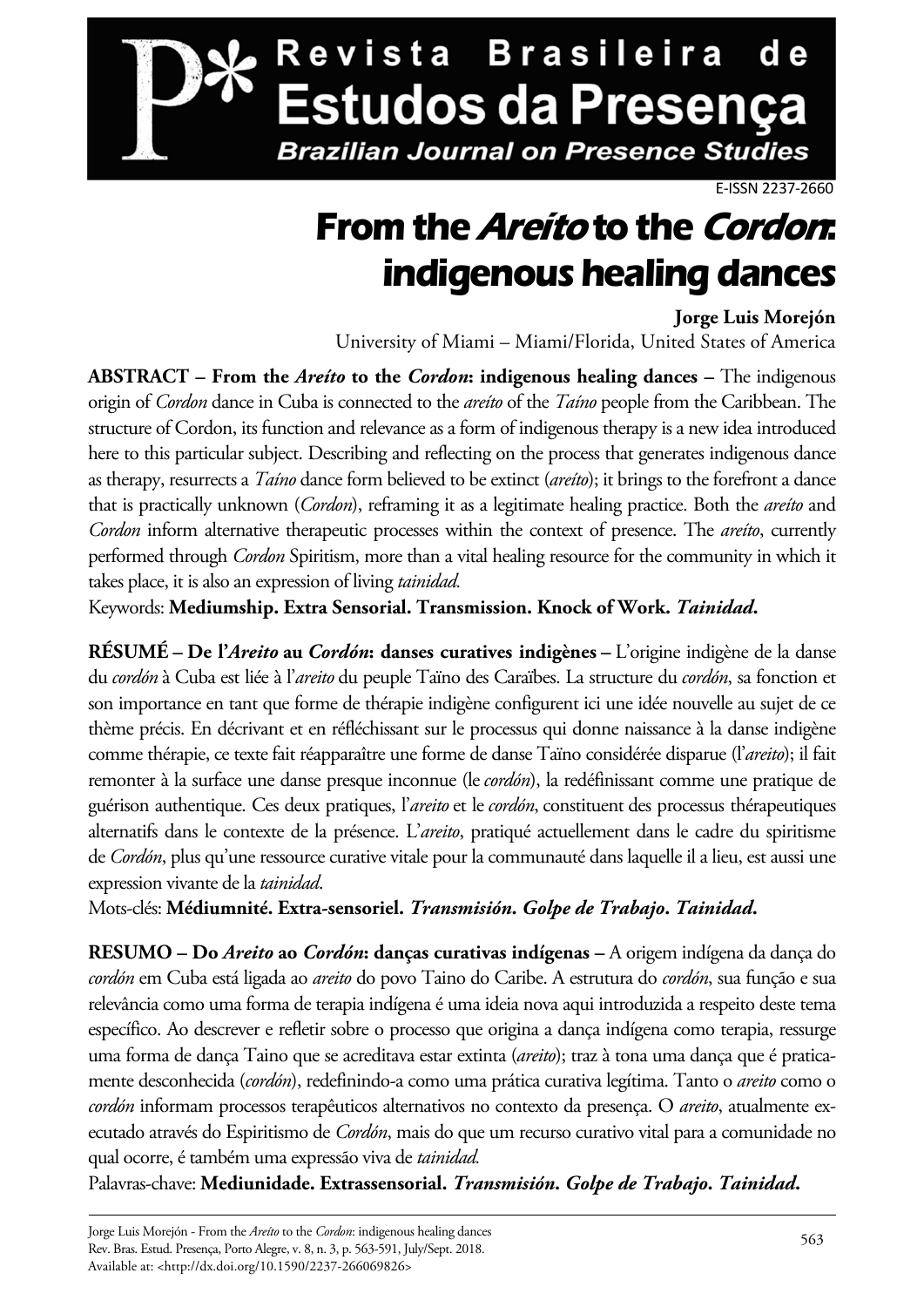Revista Brasileira de Estudos da Presença
Brazilian Journal on Presence Studies

E-ISSN 2237-2660

# From the *Areíto* to the *Cordon*: indigenous healing dances

**Jorge Luis Morejón**

University of Miami – Miami/Florida, United States of America

**ABSTRACT – From the *Areíto* to the *Cordon*: indigenous healing dances –** The indigenous origin of *Cordon* dance in Cuba is connected to the *areíto* of the *Taíno* people from the Caribbean. The structure of Cordon, its function and relevance as a form of indigenous therapy is a new idea introduced here to this particular subject. Describing and reflecting on the process that generates indigenous dance as therapy, resurrects a *Taíno* dance form believed to be extinct (*areíto*); it brings to the forefront a dance that is practically unknown (*Cordon*), reframing it as a legitimate healing practice. Both the *areíto* and *Cordon* inform alternative therapeutic processes within the context of presence. The *areíto*, currently performed through *Cordon* Spiritism, more than a vital healing resource for the community in which it takes place, it is also an expression of living *tainidad.*

Keywords: **Mediumship. Extra Sensorial. Transmission. Knock of Work. *Tainidad*.**

**RÉSUMÉ – De l'*Areito* au *Cordón*: danses curatives indigènes –** L'origine indigène de la danse du *cordón* à Cuba est liée à l'*areito* du peuple Taïno des Caraïbes. La structure du *cordón*, sa fonction et son importance en tant que forme de thérapie indigène configurent ici une idée nouvelle au sujet de ce thème précis. En décrivant et en réfléchissant sur le processus qui donne naissance à la danse indigène comme thérapie, ce texte fait réapparaître une forme de danse Taïno considérée disparue (l'*areito*); il fait remonter à la surface une danse presque inconnue (le *cordón*), la redéfinissant comme une pratique de guérison authentique. Ces deux pratiques, l'*areito* et le *cordón*, constituent des processus thérapeutiques alternatifs dans le contexte de la présence. L'*areito*, pratiqué actuellement dans le cadre du spiritisme de *Cordón*, plus qu'une ressource curative vitale pour la communauté dans laquelle il a lieu, est aussi une expression vivante de la *tainidad*.

Mots-clés: **Médiumnité. Extra-sensoriel. *Transmisión*. *Golpe de Trabajo*. *Tainidad*.**

**RESUMO – Do *Areito* ao *Cordón*: danças curativas indígenas –** A origem indígena da dança do *cordón* em Cuba está ligada ao *areito* do povo Taino do Caribe. A estrutura do *cordón*, sua função e sua relevância como uma forma de terapia indígena é uma ideia nova aqui introduzida a respeito deste tema específico. Ao descrever e refletir sobre o processo que origina a dança indígena como terapia, ressurge uma forma de dança Taino que se acreditava estar extinta (*areito*); traz à tona uma dança que é praticamente desconhecida (*cordón*), redefinindo-a como uma prática curativa legítima. Tanto o *areito* como o *cordón* informam processos terapêuticos alternativos no contexto da presença. O *areito*, atualmente executado através do Espiritismo de *Cordón*, mais do que um recurso curativo vital para a comunidade no qual ocorre, é também uma expressão viva de *tainidad.*

Palavras-chave: **Mediunidade. Extrassensorial. *Transmisión*. *Golpe de Trabajo*. *Tainidad*.**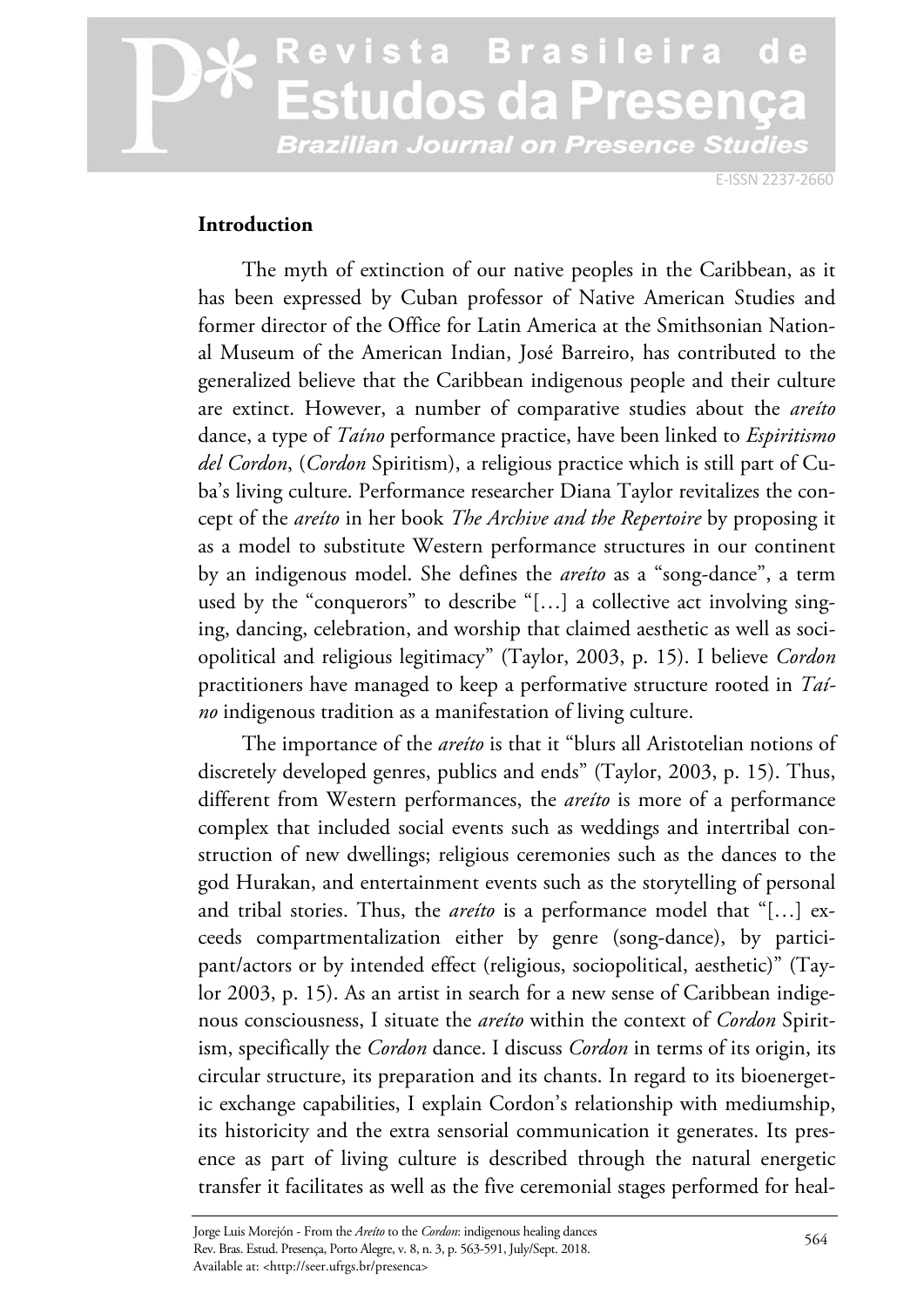## Introduction

The myth of extinction of our native peoples in the Caribbean, as it has been expressed by Cuban professor of Native American Studies and former director of the Office for Latin America at the Smithsonian National Museum of the American Indian, José Barreiro, has contributed to the generalized believe that the Caribbean indigenous people and their culture are extinct. However, a number of comparative studies about the *areíto* dance, a type of *Taíno* performance practice, have been linked to *Espiritismo del Cordon*, (*Cordon* Spiritism), a religious practice which is still part of Cuba's living culture. Performance researcher Diana Taylor revitalizes the concept of the *areíto* in her book *The Archive and the Repertoire* by proposing it as a model to substitute Western performance structures in our continent by an indigenous model. She defines the *areíto* as a "song-dance", a term used by the "conquerors" to describe "[…] a collective act involving singing, dancing, celebration, and worship that claimed aesthetic as well as sociopolitical and religious legitimacy" (Taylor, 2003, p. 15). I believe *Cordon* practitioners have managed to keep a performative structure rooted in *Taíno* indigenous tradition as a manifestation of living culture.

The importance of the *areíto* is that it "blurs all Aristotelian notions of discretely developed genres, publics and ends" (Taylor, 2003, p. 15). Thus, different from Western performances, the *areíto* is more of a performance complex that included social events such as weddings and intertribal construction of new dwellings; religious ceremonies such as the dances to the god Hurakan, and entertainment events such as the storytelling of personal and tribal stories. Thus, the *areíto* is a performance model that "[…] exceeds compartmentalization either by genre (song-dance), by participant/actors or by intended effect (religious, sociopolitical, aesthetic)" (Taylor 2003, p. 15). As an artist in search for a new sense of Caribbean indigenous consciousness, I situate the *areíto* within the context of *Cordon* Spiritism, specifically the *Cordon* dance. I discuss *Cordon* in terms of its origin, its circular structure, its preparation and its chants. In regard to its bioenergetic exchange capabilities, I explain Cordon's relationship with mediumship, its historicity and the extra sensorial communication it generates. Its presence as part of living culture is described through the natural energetic transfer it facilitates as well as the five ceremonial stages performed for heal-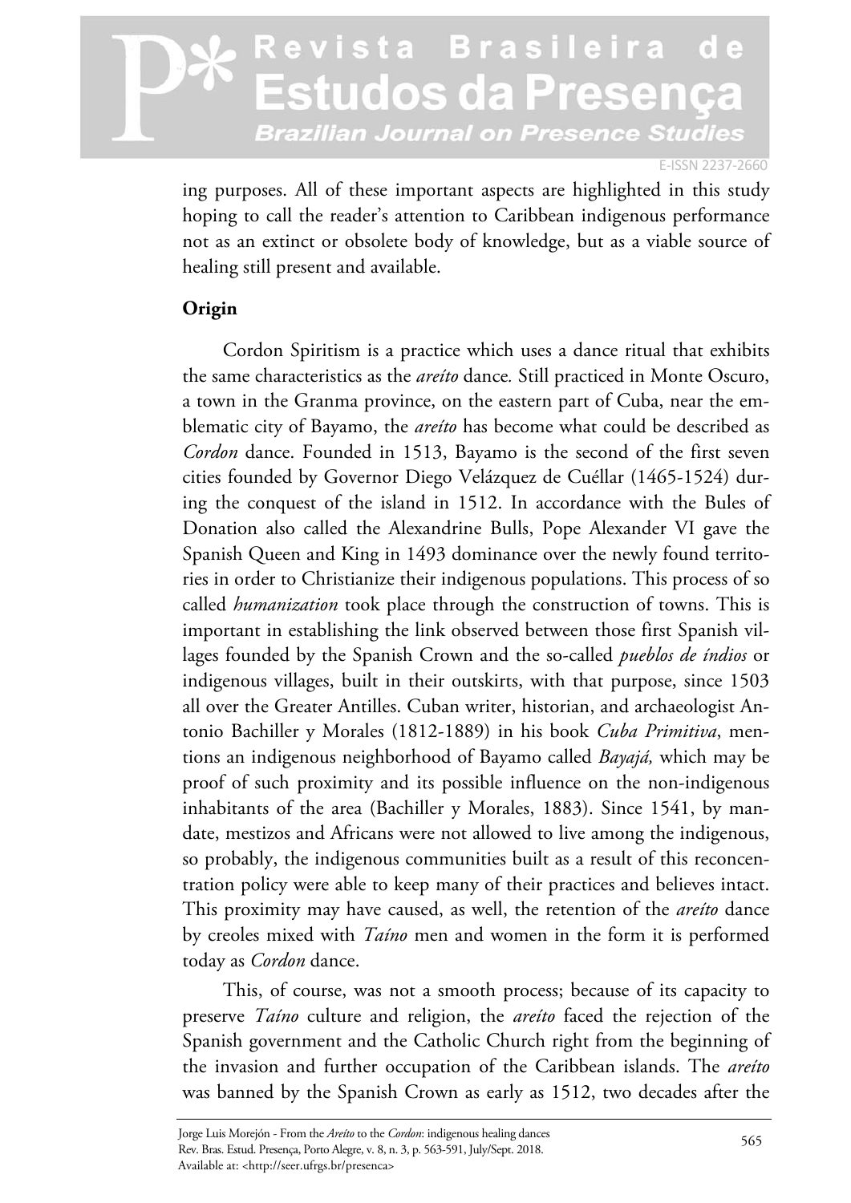ing purposes. All of these important aspects are highlighted in this study hoping to call the reader's attention to Caribbean indigenous performance not as an extinct or obsolete body of knowledge, but as a viable source of healing still present and available.

## Origin

Cordon Spiritism is a practice which uses a dance ritual that exhibits the same characteristics as the *areíto* dance. Still practiced in Monte Oscuro, a town in the Granma province, on the eastern part of Cuba, near the emblematic city of Bayamo, the *areíto* has become what could be described as *Cordon* dance. Founded in 1513, Bayamo is the second of the first seven cities founded by Governor Diego Velázquez de Cuéllar (1465-1524) during the conquest of the island in 1512. In accordance with the Bules of Donation also called the Alexandrine Bulls, Pope Alexander VI gave the Spanish Queen and King in 1493 dominance over the newly found territories in order to Christianize their indigenous populations. This process of so called *humanization* took place through the construction of towns. This is important in establishing the link observed between those first Spanish villages founded by the Spanish Crown and the so-called *pueblos de índios* or indigenous villages, built in their outskirts, with that purpose, since 1503 all over the Greater Antilles. Cuban writer, historian, and archaeologist Antonio Bachiller y Morales (1812-1889) in his book *Cuba Primitiva*, mentions an indigenous neighborhood of Bayamo called *Bayajá,* which may be proof of such proximity and its possible influence on the non-indigenous inhabitants of the area (Bachiller y Morales, 1883). Since 1541, by mandate, mestizos and Africans were not allowed to live among the indigenous, so probably, the indigenous communities built as a result of this reconcentration policy were able to keep many of their practices and believes intact. This proximity may have caused, as well, the retention of the *areíto* dance by creoles mixed with *Taíno* men and women in the form it is performed today as *Cordon* dance.

This, of course, was not a smooth process; because of its capacity to preserve *Taíno* culture and religion, the *areíto* faced the rejection of the Spanish government and the Catholic Church right from the beginning of the invasion and further occupation of the Caribbean islands. The *areíto* was banned by the Spanish Crown as early as 1512, two decades after the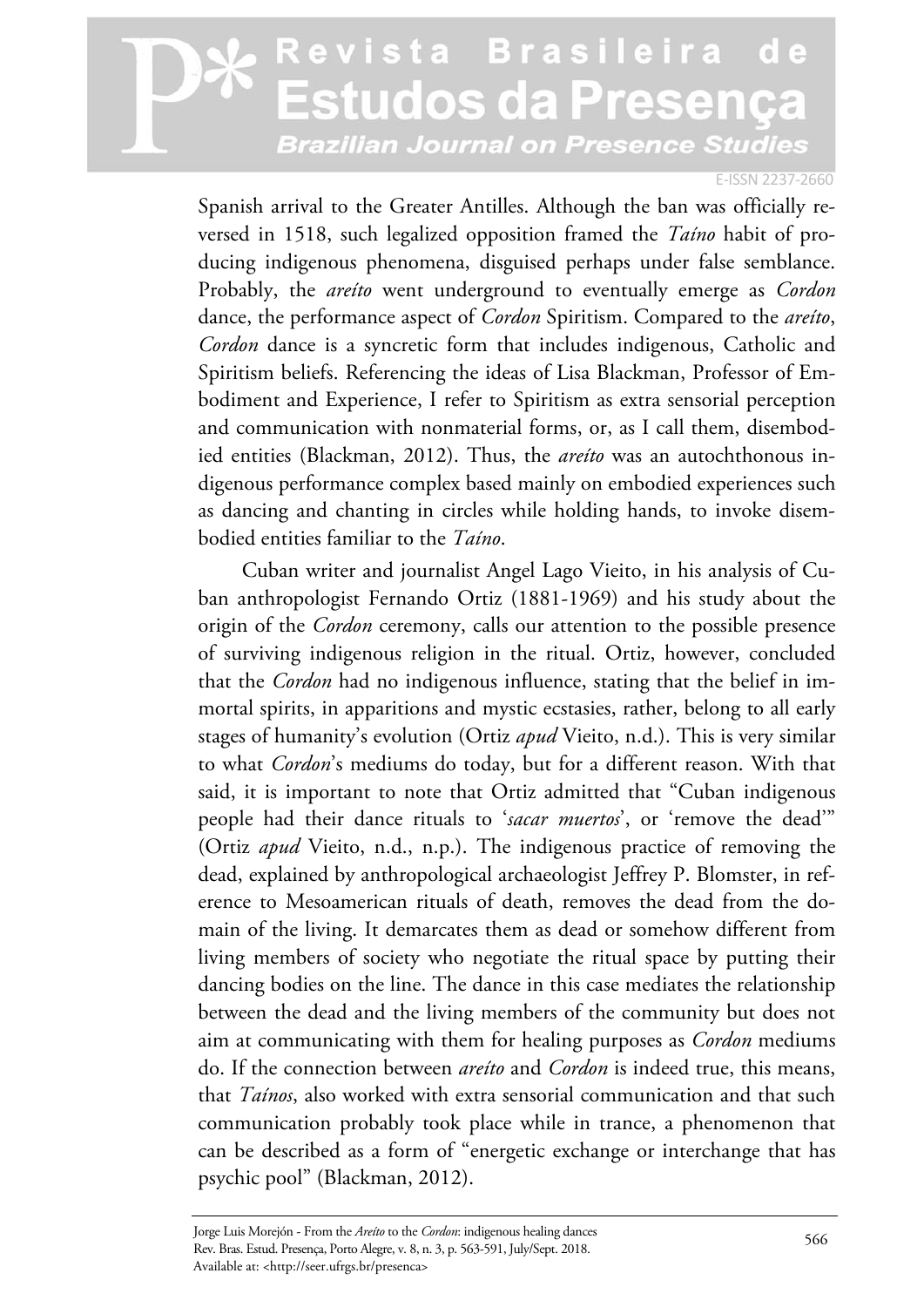Spanish arrival to the Greater Antilles. Although the ban was officially reversed in 1518, such legalized opposition framed the *Taíno* habit of producing indigenous phenomena, disguised perhaps under false semblance. Probably, the *areíto* went underground to eventually emerge as *Cordon* dance, the performance aspect of *Cordon* Spiritism. Compared to the *areíto*, *Cordon* dance is a syncretic form that includes indigenous, Catholic and Spiritism beliefs. Referencing the ideas of Lisa Blackman, Professor of Embodiment and Experience, I refer to Spiritism as extra sensorial perception and communication with nonmaterial forms, or, as I call them, disembodied entities (Blackman, 2012). Thus, the *areíto* was an autochthonous indigenous performance complex based mainly on embodied experiences such as dancing and chanting in circles while holding hands, to invoke disembodied entities familiar to the *Taíno*.

Cuban writer and journalist Angel Lago Vieito, in his analysis of Cuban anthropologist Fernando Ortiz (1881-1969) and his study about the origin of the *Cordon* ceremony, calls our attention to the possible presence of surviving indigenous religion in the ritual. Ortiz, however, concluded that the *Cordon* had no indigenous influence, stating that the belief in immortal spirits, in apparitions and mystic ecstasies, rather, belong to all early stages of humanity's evolution (Ortiz *apud* Vieito, n.d.). This is very similar to what *Cordon*'s mediums do today, but for a different reason. With that said, it is important to note that Ortiz admitted that "Cuban indigenous people had their dance rituals to '*sacar muertos*', or 'remove the dead'" (Ortiz *apud* Vieito, n.d., n.p.). The indigenous practice of removing the dead, explained by anthropological archaeologist Jeffrey P. Blomster, in reference to Mesoamerican rituals of death, removes the dead from the domain of the living. It demarcates them as dead or somehow different from living members of society who negotiate the ritual space by putting their dancing bodies on the line. The dance in this case mediates the relationship between the dead and the living members of the community but does not aim at communicating with them for healing purposes as *Cordon* mediums do. If the connection between *areíto* and *Cordon* is indeed true, this means, that *Taínos*, also worked with extra sensorial communication and that such communication probably took place while in trance, a phenomenon that can be described as a form of "energetic exchange or interchange that has psychic pool" (Blackman, 2012).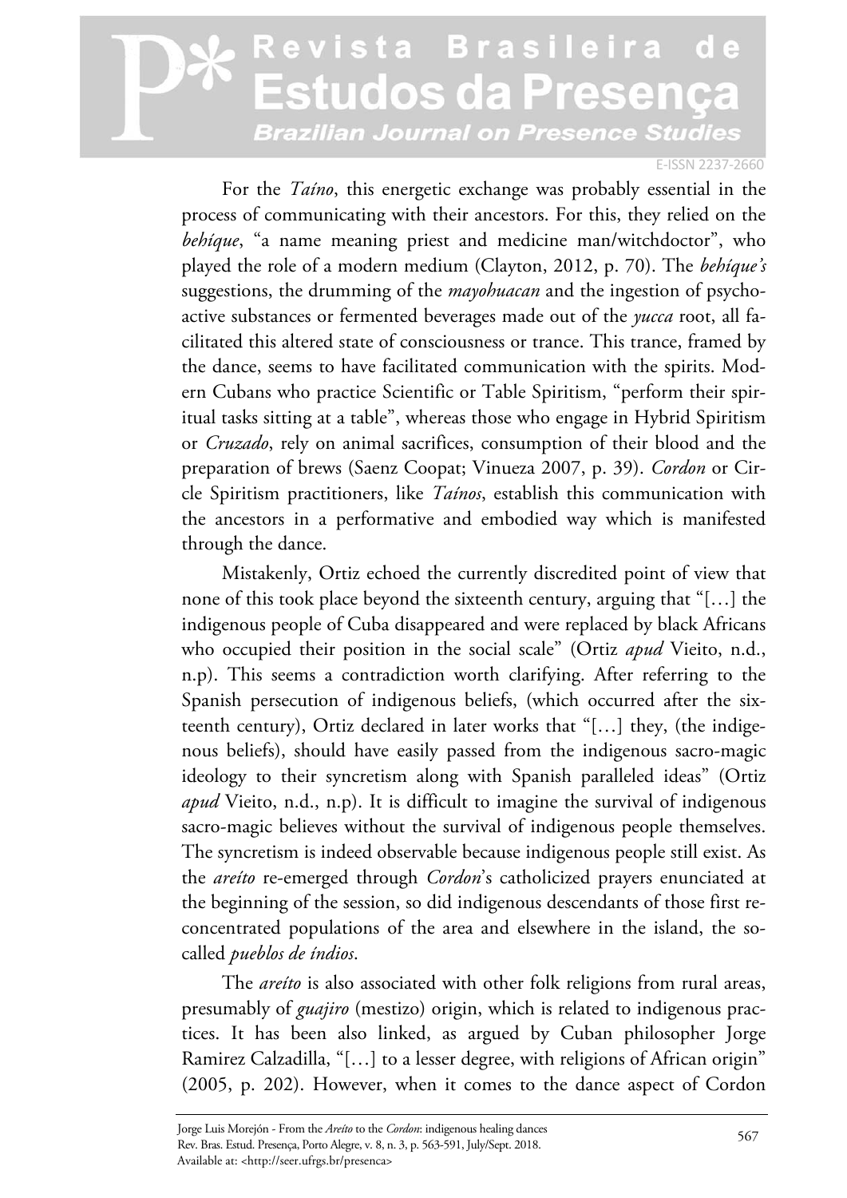For the *Taíno*, this energetic exchange was probably essential in the process of communicating with their ancestors. For this, they relied on the *behíque*, "a name meaning priest and medicine man/witchdoctor", who played the role of a modern medium (Clayton, 2012, p. 70). The *behíque's* suggestions, the drumming of the *mayohuacan* and the ingestion of psychoactive substances or fermented beverages made out of the *yucca* root, all facilitated this altered state of consciousness or trance. This trance, framed by the dance, seems to have facilitated communication with the spirits. Modern Cubans who practice Scientific or Table Spiritism, "perform their spiritual tasks sitting at a table", whereas those who engage in Hybrid Spiritism or *Cruzado*, rely on animal sacrifices, consumption of their blood and the preparation of brews (Saenz Coopat; Vinueza 2007, p. 39). *Cordon* or Circle Spiritism practitioners, like *Taínos*, establish this communication with the ancestors in a performative and embodied way which is manifested through the dance.

Mistakenly, Ortiz echoed the currently discredited point of view that none of this took place beyond the sixteenth century, arguing that "[…] the indigenous people of Cuba disappeared and were replaced by black Africans who occupied their position in the social scale" (Ortiz *apud* Vieito, n.d., n.p). This seems a contradiction worth clarifying. After referring to the Spanish persecution of indigenous beliefs, (which occurred after the sixteenth century), Ortiz declared in later works that "[…] they, (the indigenous beliefs), should have easily passed from the indigenous sacro-magic ideology to their syncretism along with Spanish paralleled ideas" (Ortiz *apud* Vieito, n.d., n.p). It is difficult to imagine the survival of indigenous sacro-magic believes without the survival of indigenous people themselves. The syncretism is indeed observable because indigenous people still exist. As the *areíto* re-emerged through *Cordon*'s catholicized prayers enunciated at the beginning of the session, so did indigenous descendants of those first re-concentrated populations of the area and elsewhere in the island, the so-called *pueblos de índios*.

The *areíto* is also associated with other folk religions from rural areas, presumably of *guajiro* (mestizo) origin, which is related to indigenous practices. It has been also linked, as argued by Cuban philosopher Jorge Ramirez Calzadilla, "[…] to a lesser degree, with religions of African origin" (2005, p. 202). However, when it comes to the dance aspect of Cordon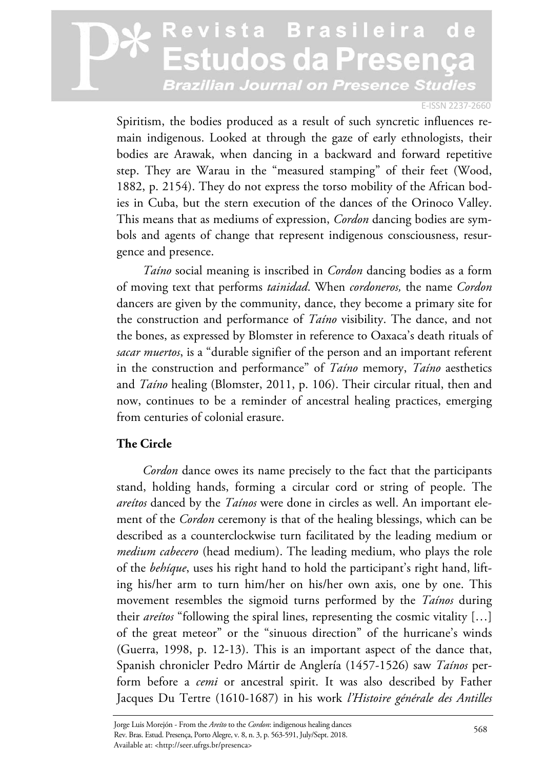Spiritism, the bodies produced as a result of such syncretic influences remain indigenous. Looked at through the gaze of early ethnologists, their bodies are Arawak, when dancing in a backward and forward repetitive step. They are Warau in the "measured stamping" of their feet (Wood, 1882, p. 2154). They do not express the torso mobility of the African bodies in Cuba, but the stern execution of the dances of the Orinoco Valley. This means that as mediums of expression, *Cordon* dancing bodies are symbols and agents of change that represent indigenous consciousness, resurgence and presence.

*Taíno* social meaning is inscribed in *Cordon* dancing bodies as a form of moving text that performs *tainidad*. When *cordoneros,* the name *Cordon* dancers are given by the community, dance, they become a primary site for the construction and performance of *Taíno* visibility. The dance, and not the bones, as expressed by Blomster in reference to Oaxaca's death rituals of *sacar muertos*, is a "durable signifier of the person and an important referent in the construction and performance" of *Taíno* memory, *Taíno* aesthetics and *Taíno* healing (Blomster, 2011, p. 106). Their circular ritual, then and now, continues to be a reminder of ancestral healing practices, emerging from centuries of colonial erasure.

## The Circle

*Cordon* dance owes its name precisely to the fact that the participants stand, holding hands, forming a circular cord or string of people. The *areítos* danced by the *Taínos* were done in circles as well. An important element of the *Cordon* ceremony is that of the healing blessings, which can be described as a counterclockwise turn facilitated by the leading medium or *medium cabecero* (head medium). The leading medium, who plays the role of the *behíque*, uses his right hand to hold the participant's right hand, lifting his/her arm to turn him/her on his/her own axis, one by one. This movement resembles the sigmoid turns performed by the *Taínos* during their *areítos* "following the spiral lines, representing the cosmic vitality […] of the great meteor" or the "sinuous direction" of the hurricane's winds (Guerra, 1998, p. 12-13). This is an important aspect of the dance that, Spanish chronicler Pedro Mártir de Anglería (1457-1526) saw *Taínos* perform before a *cemi* or ancestral spirit. It was also described by Father Jacques Du Tertre (1610-1687) in his work *l'Histoire générale des Antilles*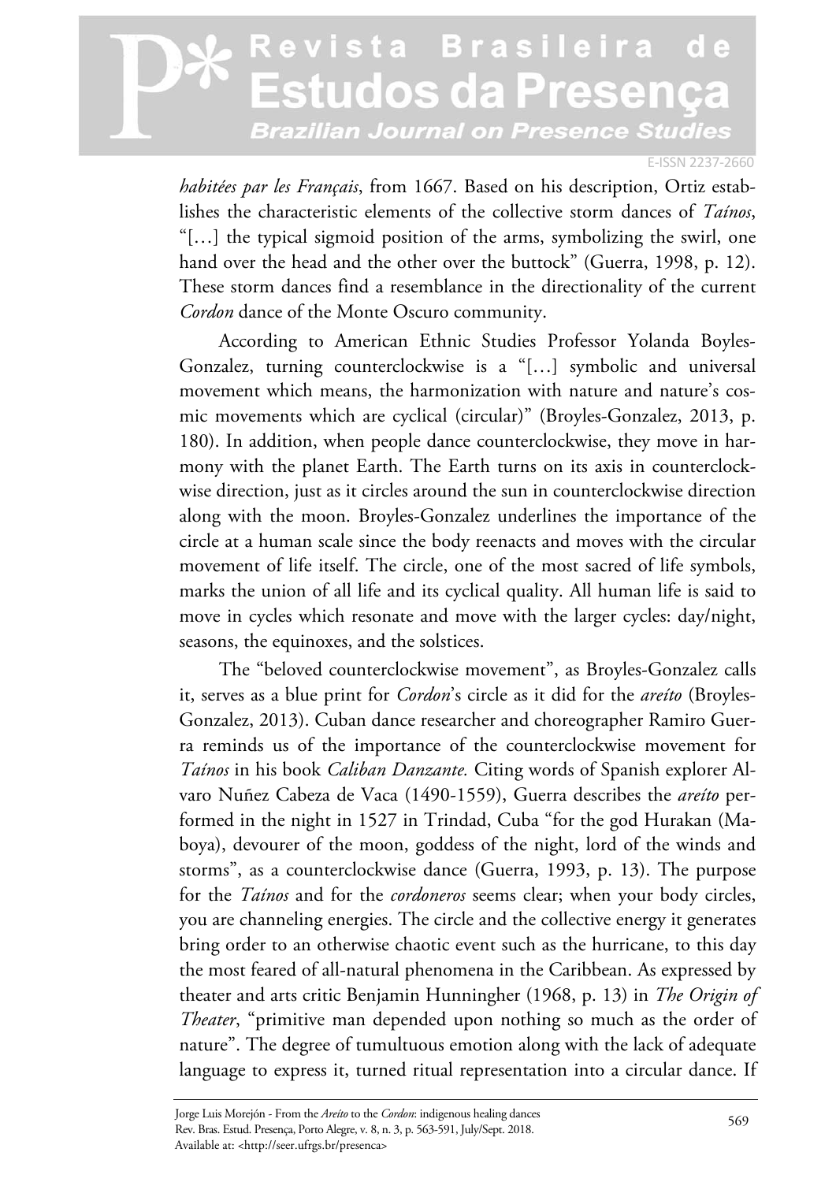*habitées par les Français*, from 1667. Based on his description, Ortiz establishes the characteristic elements of the collective storm dances of *Taínos*, "[…] the typical sigmoid position of the arms, symbolizing the swirl, one hand over the head and the other over the buttock" (Guerra, 1998, p. 12). These storm dances find a resemblance in the directionality of the current *Cordon* dance of the Monte Oscuro community.

According to American Ethnic Studies Professor Yolanda Boyles-Gonzalez, turning counterclockwise is a "[…] symbolic and universal movement which means, the harmonization with nature and nature's cosmic movements which are cyclical (circular)" (Broyles-Gonzalez, 2013, p. 180). In addition, when people dance counterclockwise, they move in harmony with the planet Earth. The Earth turns on its axis in counterclockwise direction, just as it circles around the sun in counterclockwise direction along with the moon. Broyles-Gonzalez underlines the importance of the circle at a human scale since the body reenacts and moves with the circular movement of life itself. The circle, one of the most sacred of life symbols, marks the union of all life and its cyclical quality. All human life is said to move in cycles which resonate and move with the larger cycles: day/night, seasons, the equinoxes, and the solstices.

The "beloved counterclockwise movement", as Broyles-Gonzalez calls it, serves as a blue print for *Cordon*'s circle as it did for the *areíto* (Broyles-Gonzalez, 2013). Cuban dance researcher and choreographer Ramiro Guerra reminds us of the importance of the counterclockwise movement for *Taínos* in his book *Caliban Danzante.* Citing words of Spanish explorer Alvaro Nuñez Cabeza de Vaca (1490-1559), Guerra describes the *areíto* performed in the night in 1527 in Trindad, Cuba "for the god Hurakan (Maboya), devourer of the moon, goddess of the night, lord of the winds and storms", as a counterclockwise dance (Guerra, 1993, p. 13). The purpose for the *Taínos* and for the *cordoneros* seems clear; when your body circles, you are channeling energies. The circle and the collective energy it generates bring order to an otherwise chaotic event such as the hurricane, to this day the most feared of all-natural phenomena in the Caribbean. As expressed by theater and arts critic Benjamin Hunningher (1968, p. 13) in *The Origin of Theater*, "primitive man depended upon nothing so much as the order of nature". The degree of tumultuous emotion along with the lack of adequate language to express it, turned ritual representation into a circular dance. If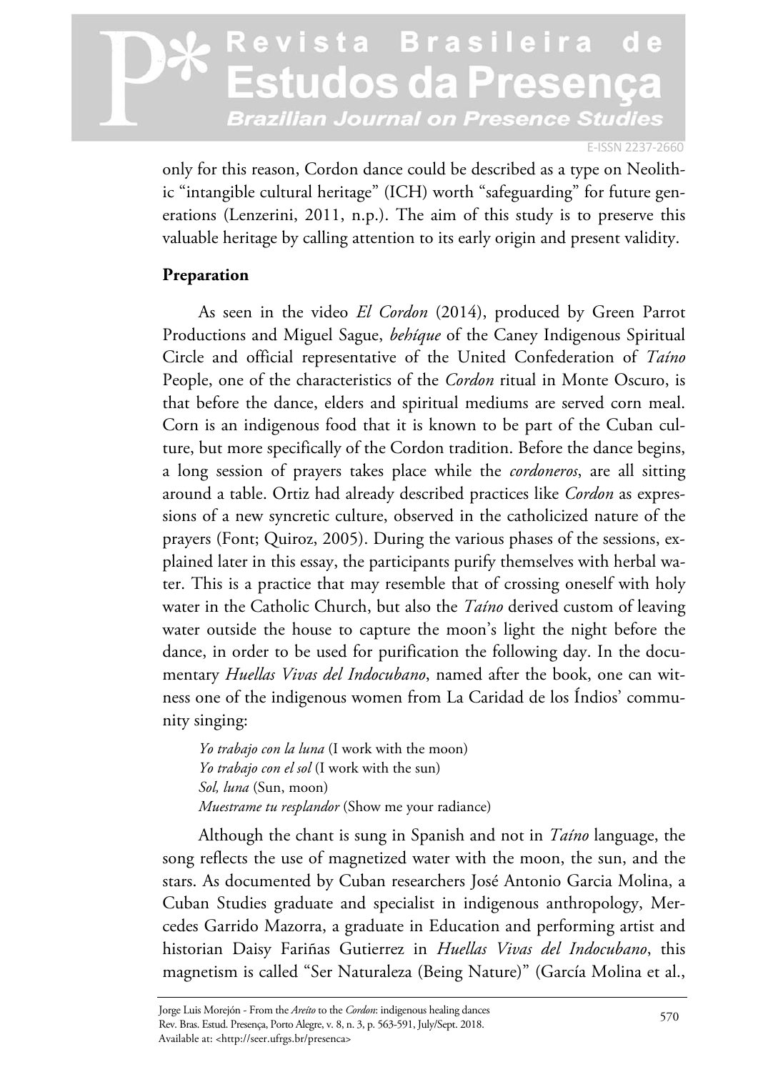only for this reason, Cordon dance could be described as a type on Neolithic "intangible cultural heritage" (ICH) worth "safeguarding" for future generations (Lenzerini, 2011, n.p.). The aim of this study is to preserve this valuable heritage by calling attention to its early origin and present validity.

**Preparation**

As seen in the video *El Cordon* (2014), produced by Green Parrot Productions and Miguel Sague, *behíque* of the Caney Indigenous Spiritual Circle and official representative of the United Confederation of *Taíno* People, one of the characteristics of the *Cordon* ritual in Monte Oscuro, is that before the dance, elders and spiritual mediums are served corn meal. Corn is an indigenous food that it is known to be part of the Cuban culture, but more specifically of the Cordon tradition. Before the dance begins, a long session of prayers takes place while the *cordoneros*, are all sitting around a table. Ortiz had already described practices like *Cordon* as expressions of a new syncretic culture, observed in the catholicized nature of the prayers (Font; Quiroz, 2005). During the various phases of the sessions, explained later in this essay, the participants purify themselves with herbal water. This is a practice that may resemble that of crossing oneself with holy water in the Catholic Church, but also the *Taíno* derived custom of leaving water outside the house to capture the moon's light the night before the dance, in order to be used for purification the following day. In the documentary *Huellas Vivas del Indocubano*, named after the book, one can witness one of the indigenous women from La Caridad de los Índios' community singing:

> *Yo trabajo con la luna* (I work with the moon)
> *Yo trabajo con el sol* (I work with the sun)
> *Sol, luna* (Sun, moon)
> *Muestrame tu resplandor* (Show me your radiance)

Although the chant is sung in Spanish and not in *Taíno* language, the song reflects the use of magnetized water with the moon, the sun, and the stars. As documented by Cuban researchers José Antonio Garcia Molina, a Cuban Studies graduate and specialist in indigenous anthropology, Mercedes Garrido Mazorra, a graduate in Education and performing artist and historian Daisy Fariñas Gutierrez in *Huellas Vivas del Indocubano*, this magnetism is called "Ser Naturaleza (Being Nature)" (García Molina et al.,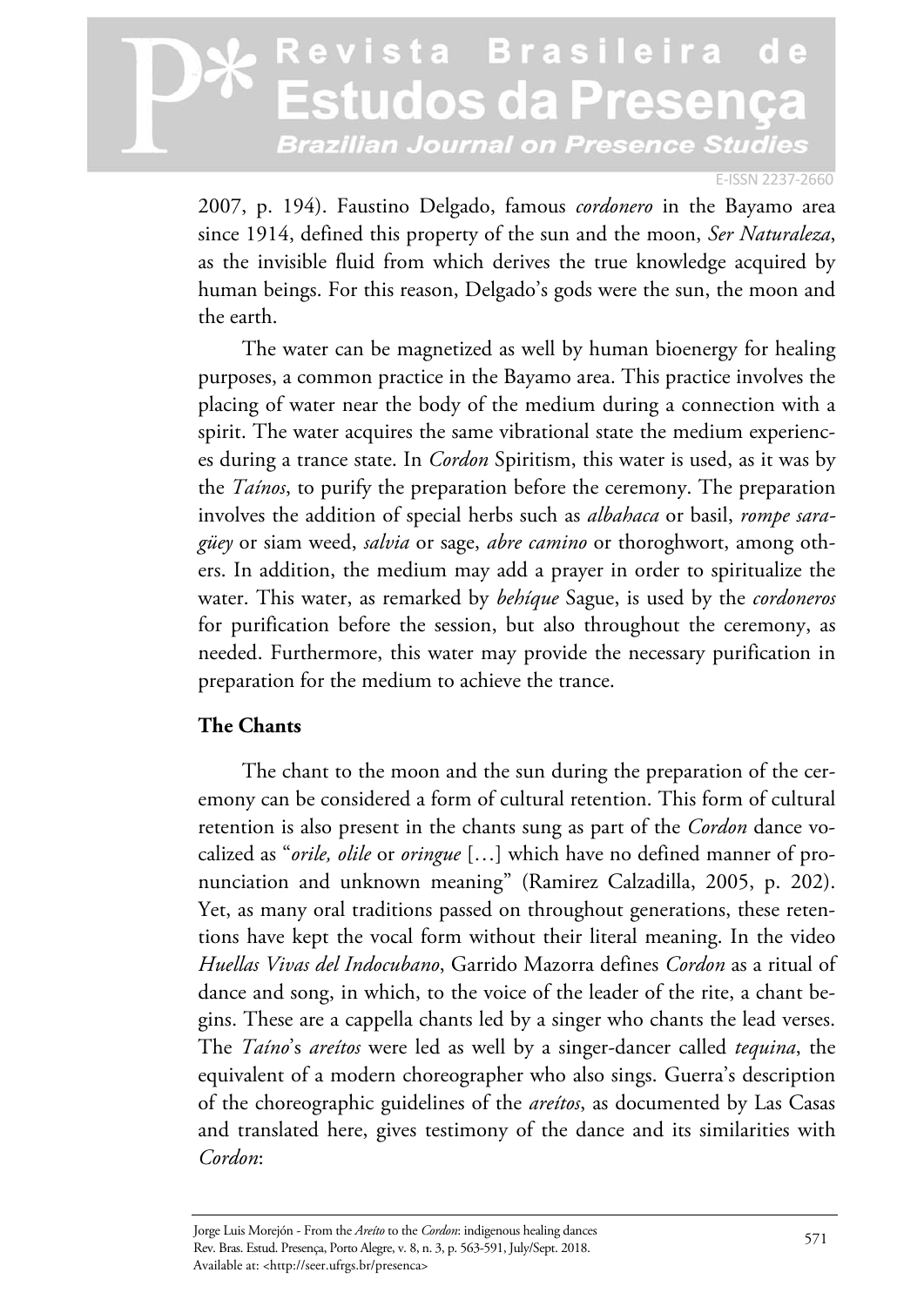2007, p. 194). Faustino Delgado, famous *cordonero* in the Bayamo area since 1914, defined this property of the sun and the moon, *Ser Naturaleza*, as the invisible fluid from which derives the true knowledge acquired by human beings. For this reason, Delgado's gods were the sun, the moon and the earth.

The water can be magnetized as well by human bioenergy for healing purposes, a common practice in the Bayamo area. This practice involves the placing of water near the body of the medium during a connection with a spirit. The water acquires the same vibrational state the medium experiences during a trance state. In *Cordon* Spiritism, this water is used, as it was by the *Taínos*, to purify the preparation before the ceremony. The preparation involves the addition of special herbs such as *albahaca* or basil, *rompe saragüey* or siam weed, *salvia* or sage, *abre camino* or thoroghwort, among others. In addition, the medium may add a prayer in order to spiritualize the water. This water, as remarked by *behíque* Sague, is used by the *cordoneros* for purification before the session, but also throughout the ceremony, as needed. Furthermore, this water may provide the necessary purification in preparation for the medium to achieve the trance.

## The Chants

The chant to the moon and the sun during the preparation of the ceremony can be considered a form of cultural retention. This form of cultural retention is also present in the chants sung as part of the *Cordon* dance vocalized as "*orile, olile* or *oringue* […] which have no defined manner of pronunciation and unknown meaning" (Ramirez Calzadilla, 2005, p. 202). Yet, as many oral traditions passed on throughout generations, these retentions have kept the vocal form without their literal meaning. In the video *Huellas Vivas del Indocubano*, Garrido Mazorra defines *Cordon* as a ritual of dance and song, in which, to the voice of the leader of the rite, a chant begins. These are a cappella chants led by a singer who chants the lead verses. The *Taíno*'s *areítos* were led as well by a singer-dancer called *tequina*, the equivalent of a modern choreographer who also sings. Guerra's description of the choreographic guidelines of the *areítos*, as documented by Las Casas and translated here, gives testimony of the dance and its similarities with *Cordon*: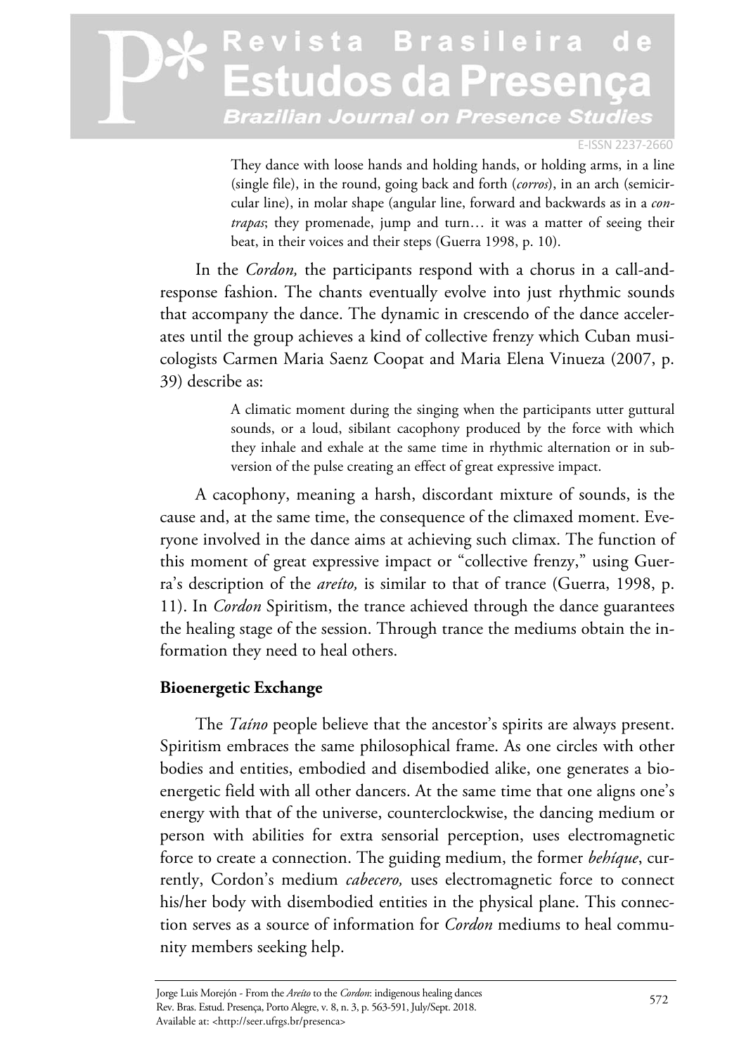> They dance with loose hands and holding hands, or holding arms, in a line (single file), in the round, going back and forth (*corros*), in an arch (semicircular line), in molar shape (angular line, forward and backwards as in a *contrapas*; they promenade, jump and turn… it was a matter of seeing their beat, in their voices and their steps (Guerra 1998, p. 10).

In the *Cordon,* the participants respond with a chorus in a call-and-response fashion. The chants eventually evolve into just rhythmic sounds that accompany the dance. The dynamic in crescendo of the dance accelerates until the group achieves a kind of collective frenzy which Cuban musicologists Carmen Maria Saenz Coopat and Maria Elena Vinueza (2007, p. 39) describe as:

> A climatic moment during the singing when the participants utter guttural sounds, or a loud, sibilant cacophony produced by the force with which they inhale and exhale at the same time in rhythmic alternation or in subversion of the pulse creating an effect of great expressive impact.

A cacophony, meaning a harsh, discordant mixture of sounds, is the cause and, at the same time, the consequence of the climaxed moment. Everyone involved in the dance aims at achieving such climax. The function of this moment of great expressive impact or "collective frenzy," using Guerra's description of the *areíto,* is similar to that of trance (Guerra, 1998, p. 11). In *Cordon* Spiritism, the trance achieved through the dance guarantees the healing stage of the session. Through trance the mediums obtain the information they need to heal others.

**Bioenergetic Exchange**

The *Taíno* people believe that the ancestor's spirits are always present. Spiritism embraces the same philosophical frame. As one circles with other bodies and entities, embodied and disembodied alike, one generates a bioenergetic field with all other dancers. At the same time that one aligns one's energy with that of the universe, counterclockwise, the dancing medium or person with abilities for extra sensorial perception, uses electromagnetic force to create a connection. The guiding medium, the former *behíque*, currently, Cordon's medium *cabecero,* uses electromagnetic force to connect his/her body with disembodied entities in the physical plane. This connection serves as a source of information for *Cordon* mediums to heal community members seeking help.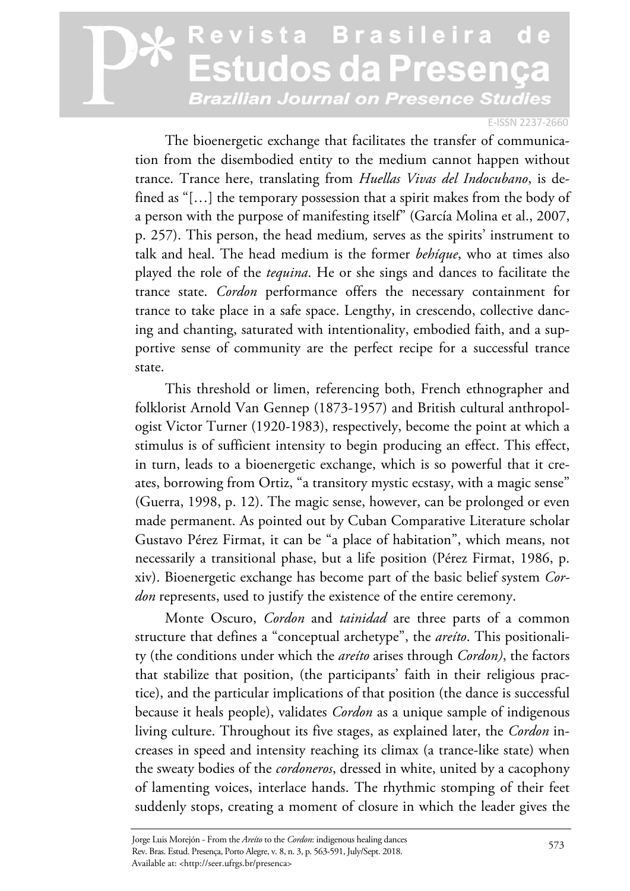The bioenergetic exchange that facilitates the transfer of communication from the disembodied entity to the medium cannot happen without trance. Trance here, translating from *Huellas Vivas del Indocubano*, is defined as "[…] the temporary possession that a spirit makes from the body of a person with the purpose of manifesting itself" (García Molina et al., 2007, p. 257). This person, the head medium, serves as the spirits' instrument to talk and heal. The head medium is the former *behíque*, who at times also played the role of the *tequina*. He or she sings and dances to facilitate the trance state. *Cordon* performance offers the necessary containment for trance to take place in a safe space. Lengthy, in crescendo, collective dancing and chanting, saturated with intentionality, embodied faith, and a supportive sense of community are the perfect recipe for a successful trance state.

This threshold or limen, referencing both, French ethnographer and folklorist Arnold Van Gennep (1873-1957) and British cultural anthropologist Victor Turner (1920-1983), respectively, become the point at which a stimulus is of sufficient intensity to begin producing an effect. This effect, in turn, leads to a bioenergetic exchange, which is so powerful that it creates, borrowing from Ortiz, "a transitory mystic ecstasy, with a magic sense" (Guerra, 1998, p. 12). The magic sense, however, can be prolonged or even made permanent. As pointed out by Cuban Comparative Literature scholar Gustavo Pérez Firmat, it can be "a place of habitation", which means, not necessarily a transitional phase, but a life position (Pérez Firmat, 1986, p. xiv). Bioenergetic exchange has become part of the basic belief system *Cordon* represents, used to justify the existence of the entire ceremony.

Monte Oscuro, *Cordon* and *tainidad* are three parts of a common structure that defines a "conceptual archetype", the *areíto*. This positionality (the conditions under which the *areíto* arises through *Cordon)*, the factors that stabilize that position, (the participants' faith in their religious practice), and the particular implications of that position (the dance is successful because it heals people), validates *Cordon* as a unique sample of indigenous living culture. Throughout its five stages, as explained later, the *Cordon* increases in speed and intensity reaching its climax (a trance-like state) when the sweaty bodies of the *cordoneros*, dressed in white, united by a cacophony of lamenting voices, interlace hands. The rhythmic stomping of their feet suddenly stops, creating a moment of closure in which the leader gives the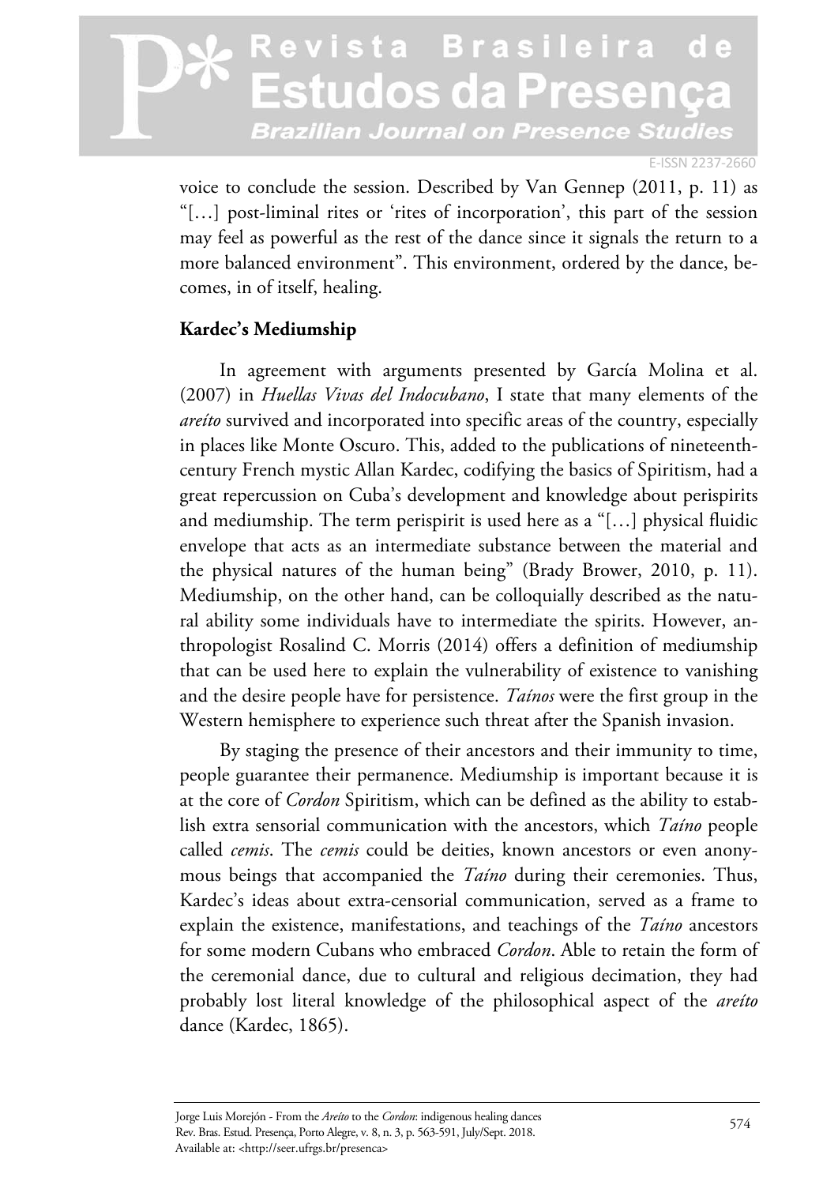voice to conclude the session. Described by Van Gennep (2011, p. 11) as "[…] post-liminal rites or 'rites of incorporation', this part of the session may feel as powerful as the rest of the dance since it signals the return to a more balanced environment". This environment, ordered by the dance, becomes, in of itself, healing.

## Kardec's Mediumship

In agreement with arguments presented by García Molina et al. (2007) in *Huellas Vivas del Indocubano*, I state that many elements of the *areíto* survived and incorporated into specific areas of the country, especially in places like Monte Oscuro. This, added to the publications of nineteenth-century French mystic Allan Kardec, codifying the basics of Spiritism, had a great repercussion on Cuba's development and knowledge about perispirits and mediumship. The term perispirit is used here as a "[…] physical fluidic envelope that acts as an intermediate substance between the material and the physical natures of the human being" (Brady Brower, 2010, p. 11). Mediumship, on the other hand, can be colloquially described as the natural ability some individuals have to intermediate the spirits. However, anthropologist Rosalind C. Morris (2014) offers a definition of mediumship that can be used here to explain the vulnerability of existence to vanishing and the desire people have for persistence. *Taínos* were the first group in the Western hemisphere to experience such threat after the Spanish invasion.

By staging the presence of their ancestors and their immunity to time, people guarantee their permanence. Mediumship is important because it is at the core of *Cordon* Spiritism, which can be defined as the ability to establish extra sensorial communication with the ancestors, which *Taíno* people called *cemis*. The *cemis* could be deities, known ancestors or even anonymous beings that accompanied the *Taíno* during their ceremonies. Thus, Kardec's ideas about extra-censorial communication, served as a frame to explain the existence, manifestations, and teachings of the *Taíno* ancestors for some modern Cubans who embraced *Cordon*. Able to retain the form of the ceremonial dance, due to cultural and religious decimation, they had probably lost literal knowledge of the philosophical aspect of the *areíto* dance (Kardec, 1865).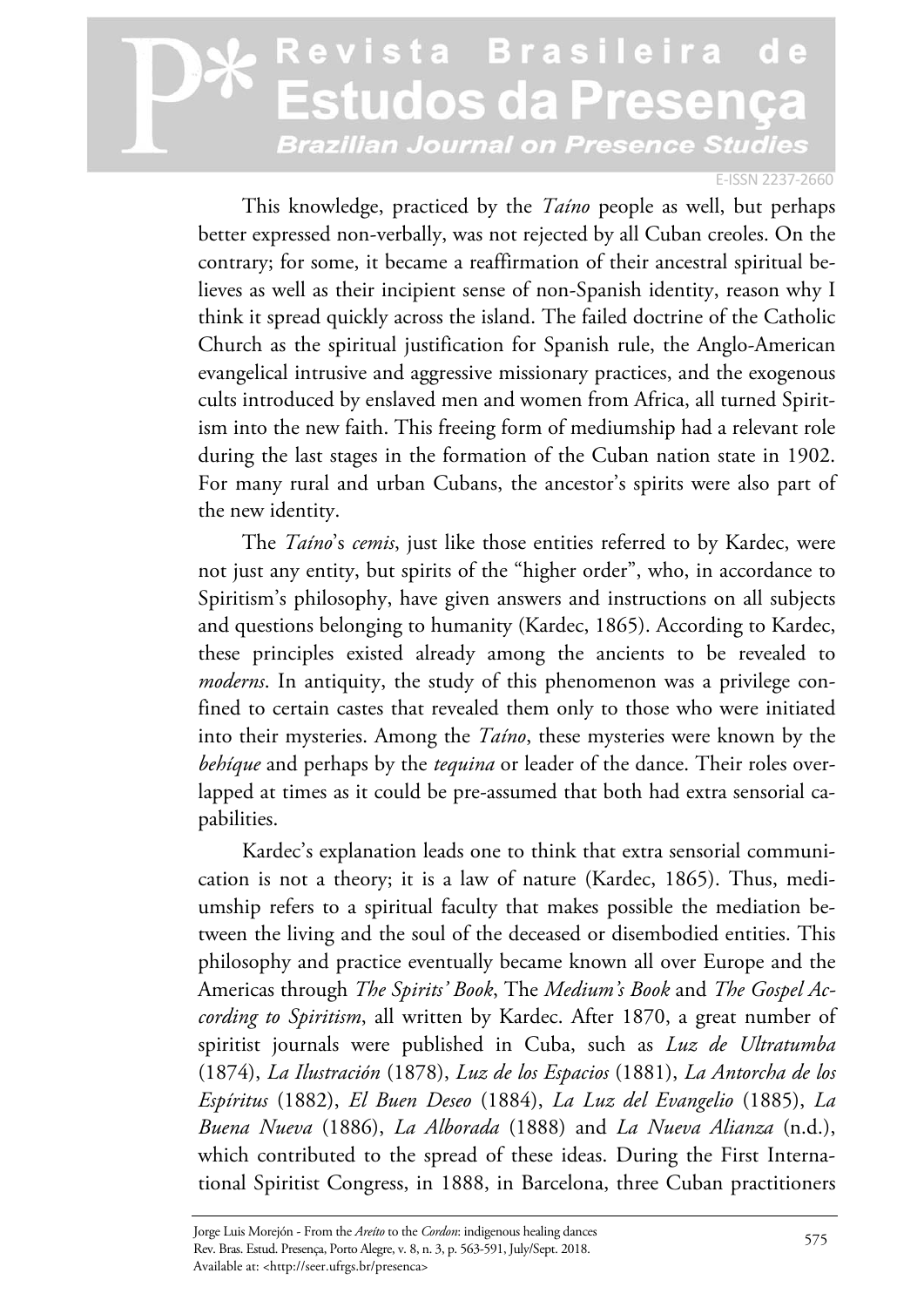This knowledge, practiced by the *Taíno* people as well, but perhaps better expressed non-verbally, was not rejected by all Cuban creoles. On the contrary; for some, it became a reaffirmation of their ancestral spiritual believes as well as their incipient sense of non-Spanish identity, reason why I think it spread quickly across the island. The failed doctrine of the Catholic Church as the spiritual justification for Spanish rule, the Anglo-American evangelical intrusive and aggressive missionary practices, and the exogenous cults introduced by enslaved men and women from Africa, all turned Spiritism into the new faith. This freeing form of mediumship had a relevant role during the last stages in the formation of the Cuban nation state in 1902. For many rural and urban Cubans, the ancestor's spirits were also part of the new identity.

The *Taíno*'s *cemis*, just like those entities referred to by Kardec, were not just any entity, but spirits of the "higher order", who, in accordance to Spiritism's philosophy, have given answers and instructions on all subjects and questions belonging to humanity (Kardec, 1865). According to Kardec, these principles existed already among the ancients to be revealed to *moderns*. In antiquity, the study of this phenomenon was a privilege confined to certain castes that revealed them only to those who were initiated into their mysteries. Among the *Taíno*, these mysteries were known by the *behíque* and perhaps by the *tequina* or leader of the dance. Their roles overlapped at times as it could be pre-assumed that both had extra sensorial capabilities.

Kardec's explanation leads one to think that extra sensorial communication is not a theory; it is a law of nature (Kardec, 1865). Thus, mediumship refers to a spiritual faculty that makes possible the mediation between the living and the soul of the deceased or disembodied entities. This philosophy and practice eventually became known all over Europe and the Americas through *The Spirits' Book*, The *Medium's Book* and *The Gospel According to Spiritism*, all written by Kardec. After 1870, a great number of spiritist journals were published in Cuba, such as *Luz de Ultratumba* (1874), *La Ilustración* (1878), *Luz de los Espacios* (1881), *La Antorcha de los Espíritus* (1882), *El Buen Deseo* (1884), *La Luz del Evangelio* (1885), *La Buena Nueva* (1886), *La Alborada* (1888) and *La Nueva Alianza* (n.d.), which contributed to the spread of these ideas. During the First International Spiritist Congress, in 1888, in Barcelona, three Cuban practitioners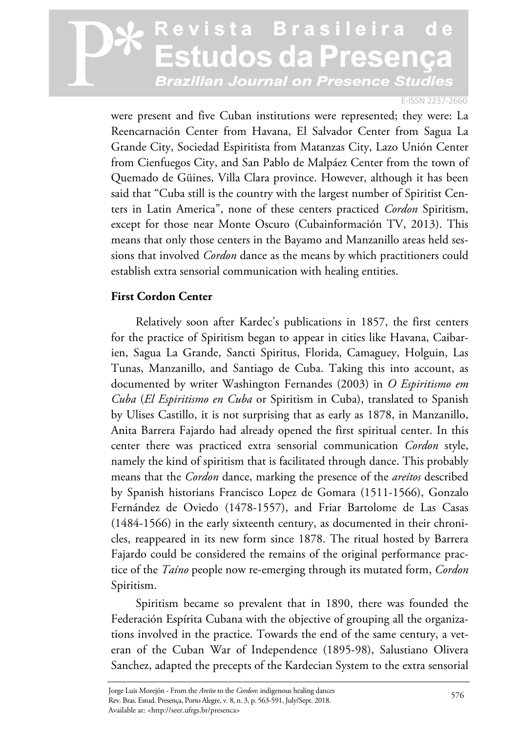were present and five Cuban institutions were represented; they were: La Reencarnación Center from Havana, El Salvador Center from Sagua La Grande City, Sociedad Espiritista from Matanzas City, Lazo Unión Center from Cienfuegos City, and San Pablo de Malpáez Center from the town of Quemado de Güines, Villa Clara province. However, although it has been said that "Cuba still is the country with the largest number of Spiritist Centers in Latin America", none of these centers practiced *Cordon* Spiritism, except for those near Monte Oscuro (Cubainformación TV, 2013). This means that only those centers in the Bayamo and Manzanillo areas held sessions that involved *Cordon* dance as the means by which practitioners could establish extra sensorial communication with healing entities.

## First Cordon Center

Relatively soon after Kardec's publications in 1857, the first centers for the practice of Spiritism began to appear in cities like Havana, Caibarien, Sagua La Grande, Sancti Spiritus, Florida, Camaguey, Holguin, Las Tunas, Manzanillo, and Santiago de Cuba. Taking this into account, as documented by writer Washington Fernandes (2003) in *O Espiritismo em Cuba* (*El Espiritismo en Cuba* or Spiritism in Cuba), translated to Spanish by Ulises Castillo, it is not surprising that as early as 1878, in Manzanillo, Anita Barrera Fajardo had already opened the first spiritual center. In this center there was practiced extra sensorial communication *Cordon* style, namely the kind of spiritism that is facilitated through dance. This probably means that the *Cordon* dance, marking the presence of the *areítos* described by Spanish historians Francisco Lopez de Gomara (1511-1566), Gonzalo Fernández de Oviedo (1478-1557), and Friar Bartolome de Las Casas (1484-1566) in the early sixteenth century, as documented in their chronicles, reappeared in its new form since 1878. The ritual hosted by Barrera Fajardo could be considered the remains of the original performance practice of the *Taíno* people now re-emerging through its mutated form, *Cordon* Spiritism.

Spiritism became so prevalent that in 1890, there was founded the Federación Espírita Cubana with the objective of grouping all the organizations involved in the practice. Towards the end of the same century, a veteran of the Cuban War of Independence (1895-98), Salustiano Olivera Sanchez, adapted the precepts of the Kardecian System to the extra sensorial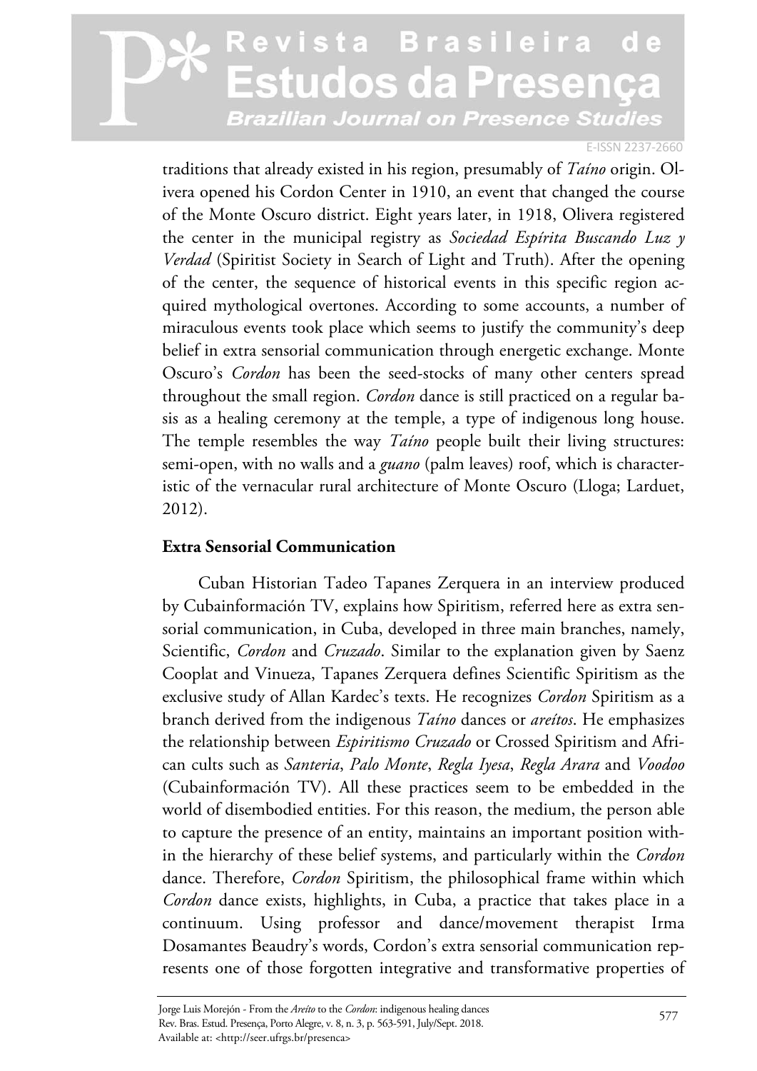traditions that already existed in his region, presumably of *Taíno* origin. Olivera opened his Cordon Center in 1910, an event that changed the course of the Monte Oscuro district. Eight years later, in 1918, Olivera registered the center in the municipal registry as *Sociedad Espírita Buscando Luz y Verdad* (Spiritist Society in Search of Light and Truth). After the opening of the center, the sequence of historical events in this specific region acquired mythological overtones. According to some accounts, a number of miraculous events took place which seems to justify the community's deep belief in extra sensorial communication through energetic exchange. Monte Oscuro's *Cordon* has been the seed-stocks of many other centers spread throughout the small region. *Cordon* dance is still practiced on a regular basis as a healing ceremony at the temple, a type of indigenous long house. The temple resembles the way *Taíno* people built their living structures: semi-open, with no walls and a *guano* (palm leaves) roof, which is characteristic of the vernacular rural architecture of Monte Oscuro (Lloga; Larduet, 2012).

## Extra Sensorial Communication

Cuban Historian Tadeo Tapanes Zerquera in an interview produced by Cubainformación TV, explains how Spiritism, referred here as extra sensorial communication, in Cuba, developed in three main branches, namely, Scientific, *Cordon* and *Cruzado*. Similar to the explanation given by Saenz Cooplat and Vinueza, Tapanes Zerquera defines Scientific Spiritism as the exclusive study of Allan Kardec's texts. He recognizes *Cordon* Spiritism as a branch derived from the indigenous *Taíno* dances or *areítos*. He emphasizes the relationship between *Espiritismo Cruzado* or Crossed Spiritism and African cults such as *Santeria*, *Palo Monte*, *Regla Iyesa*, *Regla Arara* and *Voodoo* (Cubainformación TV). All these practices seem to be embedded in the world of disembodied entities. For this reason, the medium, the person able to capture the presence of an entity, maintains an important position within the hierarchy of these belief systems, and particularly within the *Cordon* dance. Therefore, *Cordon* Spiritism, the philosophical frame within which *Cordon* dance exists, highlights, in Cuba, a practice that takes place in a continuum. Using professor and dance/movement therapist Irma Dosamantes Beaudry's words, Cordon's extra sensorial communication represents one of those forgotten integrative and transformative properties of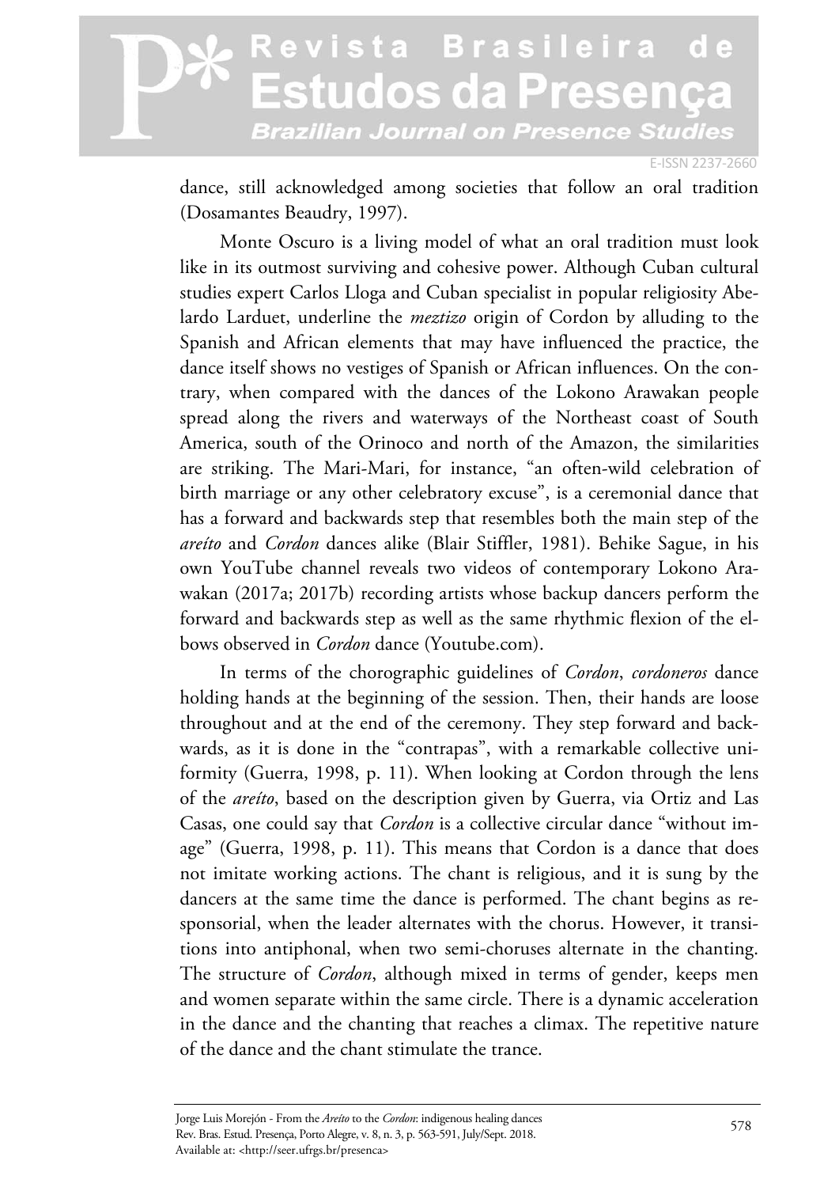dance, still acknowledged among societies that follow an oral tradition (Dosamantes Beaudry, 1997).

Monte Oscuro is a living model of what an oral tradition must look like in its outmost surviving and cohesive power. Although Cuban cultural studies expert Carlos Lloga and Cuban specialist in popular religiosity Abelardo Larduet, underline the *meztizo* origin of Cordon by alluding to the Spanish and African elements that may have influenced the practice, the dance itself shows no vestiges of Spanish or African influences. On the contrary, when compared with the dances of the Lokono Arawakan people spread along the rivers and waterways of the Northeast coast of South America, south of the Orinoco and north of the Amazon, the similarities are striking. The Mari-Mari, for instance, "an often-wild celebration of birth marriage or any other celebratory excuse", is a ceremonial dance that has a forward and backwards step that resembles both the main step of the *areíto* and *Cordon* dances alike (Blair Stiffler, 1981). Behike Sague, in his own YouTube channel reveals two videos of contemporary Lokono Arawakan (2017a; 2017b) recording artists whose backup dancers perform the forward and backwards step as well as the same rhythmic flexion of the elbows observed in *Cordon* dance (Youtube.com).

In terms of the chorographic guidelines of *Cordon*, *cordoneros* dance holding hands at the beginning of the session. Then, their hands are loose throughout and at the end of the ceremony. They step forward and backwards, as it is done in the "contrapas", with a remarkable collective uniformity (Guerra, 1998, p. 11). When looking at Cordon through the lens of the *areíto*, based on the description given by Guerra, via Ortiz and Las Casas, one could say that *Cordon* is a collective circular dance "without image" (Guerra, 1998, p. 11). This means that Cordon is a dance that does not imitate working actions. The chant is religious, and it is sung by the dancers at the same time the dance is performed. The chant begins as responsorial, when the leader alternates with the chorus. However, it transitions into antiphonal, when two semi-choruses alternate in the chanting. The structure of *Cordon*, although mixed in terms of gender, keeps men and women separate within the same circle. There is a dynamic acceleration in the dance and the chanting that reaches a climax. The repetitive nature of the dance and the chant stimulate the trance.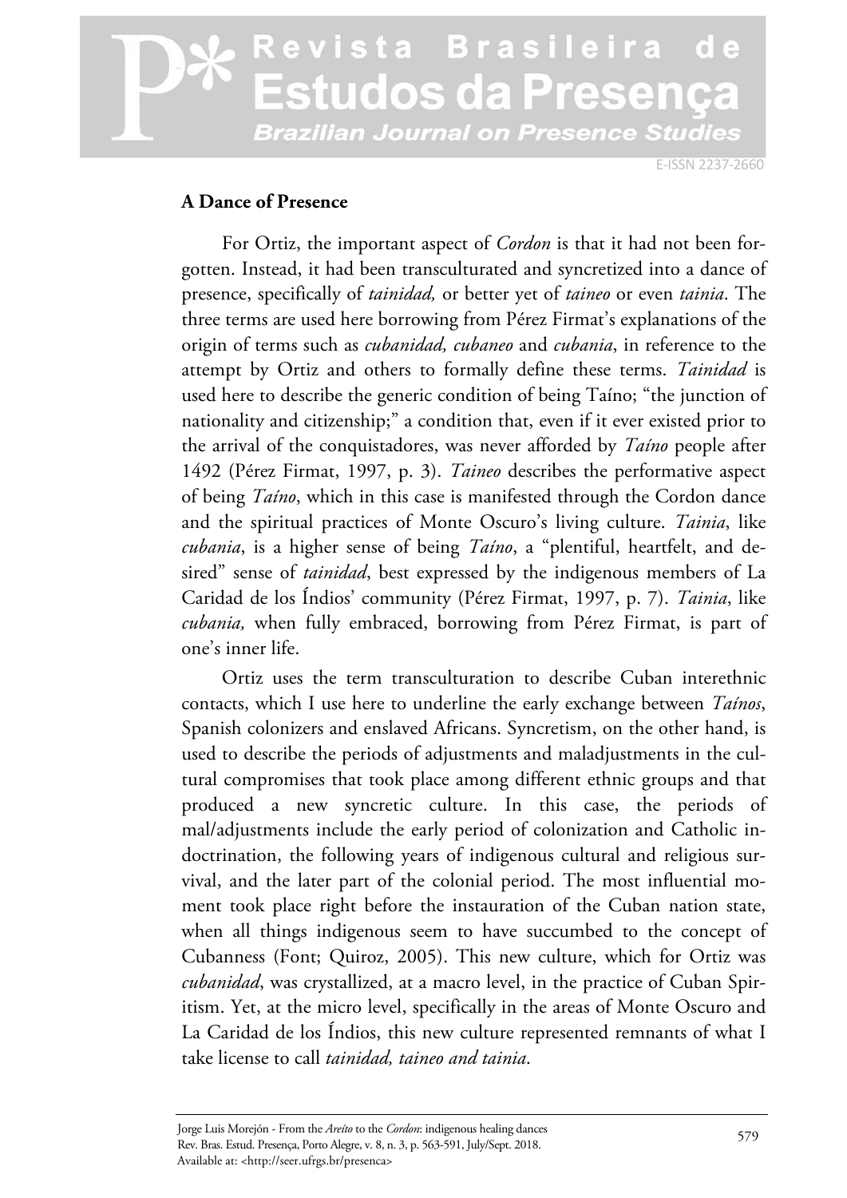## A Dance of Presence

For Ortiz, the important aspect of *Cordon* is that it had not been forgotten. Instead, it had been transculturated and syncretized into a dance of presence, specifically of *tainidad,* or better yet of *taineo* or even *tainia*. The three terms are used here borrowing from Pérez Firmat's explanations of the origin of terms such as *cubanidad, cubaneo* and *cubania*, in reference to the attempt by Ortiz and others to formally define these terms. *Tainidad* is used here to describe the generic condition of being Taíno; "the junction of nationality and citizenship;" a condition that, even if it ever existed prior to the arrival of the conquistadores, was never afforded by *Taíno* people after 1492 (Pérez Firmat, 1997, p. 3). *Taineo* describes the performative aspect of being *Taíno*, which in this case is manifested through the Cordon dance and the spiritual practices of Monte Oscuro's living culture. *Tainia*, like *cubania*, is a higher sense of being *Taíno*, a "plentiful, heartfelt, and desired" sense of *tainidad*, best expressed by the indigenous members of La Caridad de los Índios' community (Pérez Firmat, 1997, p. 7). *Tainia*, like *cubania,* when fully embraced, borrowing from Pérez Firmat, is part of one's inner life.

Ortiz uses the term transculturation to describe Cuban interethnic contacts, which I use here to underline the early exchange between *Taínos*, Spanish colonizers and enslaved Africans. Syncretism, on the other hand, is used to describe the periods of adjustments and maladjustments in the cultural compromises that took place among different ethnic groups and that produced a new syncretic culture. In this case, the periods of mal/adjustments include the early period of colonization and Catholic indoctrination, the following years of indigenous cultural and religious survival, and the later part of the colonial period. The most influential moment took place right before the instauration of the Cuban nation state, when all things indigenous seem to have succumbed to the concept of Cubanness (Font; Quiroz, 2005). This new culture, which for Ortiz was *cubanidad*, was crystallized, at a macro level, in the practice of Cuban Spiritism. Yet, at the micro level, specifically in the areas of Monte Oscuro and La Caridad de los Índios, this new culture represented remnants of what I take license to call *tainidad, taineo and tainia*.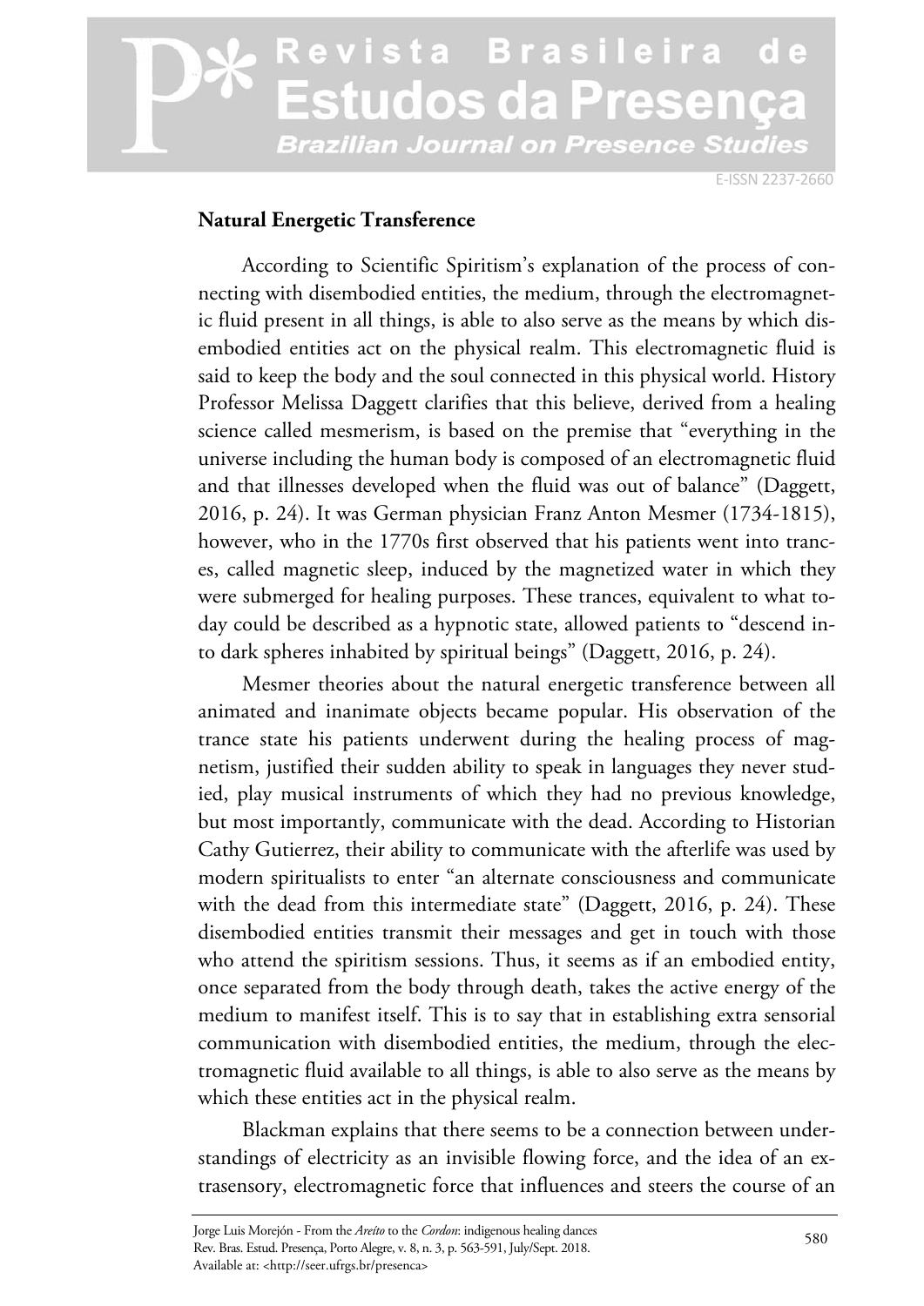## Natural Energetic Transference

According to Scientific Spiritism's explanation of the process of connecting with disembodied entities, the medium, through the electromagnetic fluid present in all things, is able to also serve as the means by which disembodied entities act on the physical realm. This electromagnetic fluid is said to keep the body and the soul connected in this physical world. History Professor Melissa Daggett clarifies that this believe, derived from a healing science called mesmerism, is based on the premise that "everything in the universe including the human body is composed of an electromagnetic fluid and that illnesses developed when the fluid was out of balance" (Daggett, 2016, p. 24). It was German physician Franz Anton Mesmer (1734-1815), however, who in the 1770s first observed that his patients went into trances, called magnetic sleep, induced by the magnetized water in which they were submerged for healing purposes. These trances, equivalent to what today could be described as a hypnotic state, allowed patients to "descend into dark spheres inhabited by spiritual beings" (Daggett, 2016, p. 24).

Mesmer theories about the natural energetic transference between all animated and inanimate objects became popular. His observation of the trance state his patients underwent during the healing process of magnetism, justified their sudden ability to speak in languages they never studied, play musical instruments of which they had no previous knowledge, but most importantly, communicate with the dead. According to Historian Cathy Gutierrez, their ability to communicate with the afterlife was used by modern spiritualists to enter "an alternate consciousness and communicate with the dead from this intermediate state" (Daggett, 2016, p. 24). These disembodied entities transmit their messages and get in touch with those who attend the spiritism sessions. Thus, it seems as if an embodied entity, once separated from the body through death, takes the active energy of the medium to manifest itself. This is to say that in establishing extra sensorial communication with disembodied entities, the medium, through the electromagnetic fluid available to all things, is able to also serve as the means by which these entities act in the physical realm.

Blackman explains that there seems to be a connection between understandings of electricity as an invisible flowing force, and the idea of an extrasensory, electromagnetic force that influences and steers the course of an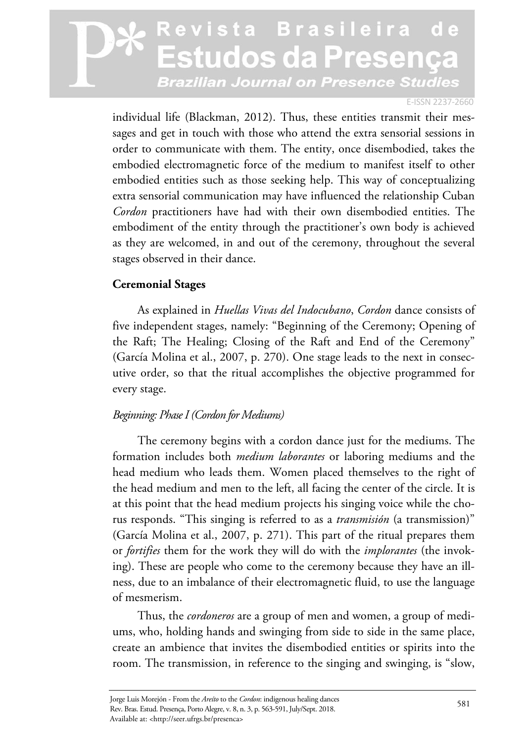individual life (Blackman, 2012). Thus, these entities transmit their messages and get in touch with those who attend the extra sensorial sessions in order to communicate with them. The entity, once disembodied, takes the embodied electromagnetic force of the medium to manifest itself to other embodied entities such as those seeking help. This way of conceptualizing extra sensorial communication may have influenced the relationship Cuban *Cordon* practitioners have had with their own disembodied entities. The embodiment of the entity through the practitioner's own body is achieved as they are welcomed, in and out of the ceremony, throughout the several stages observed in their dance.

## Ceremonial Stages

As explained in *Huellas Vivas del Indocubano*, *Cordon* dance consists of five independent stages, namely: "Beginning of the Ceremony; Opening of the Raft; The Healing; Closing of the Raft and End of the Ceremony" (García Molina et al., 2007, p. 270). One stage leads to the next in consecutive order, so that the ritual accomplishes the objective programmed for every stage.

### *Beginning: Phase I (Cordon for Mediums)*

The ceremony begins with a cordon dance just for the mediums. The formation includes both *medium laborantes* or laboring mediums and the head medium who leads them. Women placed themselves to the right of the head medium and men to the left, all facing the center of the circle. It is at this point that the head medium projects his singing voice while the chorus responds. "This singing is referred to as a *transmisión* (a transmission)" (García Molina et al., 2007, p. 271). This part of the ritual prepares them or *fortifies* them for the work they will do with the *implorantes* (the invoking). These are people who come to the ceremony because they have an illness, due to an imbalance of their electromagnetic fluid, to use the language of mesmerism.

Thus, the *cordoneros* are a group of men and women, a group of mediums, who, holding hands and swinging from side to side in the same place, create an ambience that invites the disembodied entities or spirits into the room. The transmission, in reference to the singing and swinging, is "slow,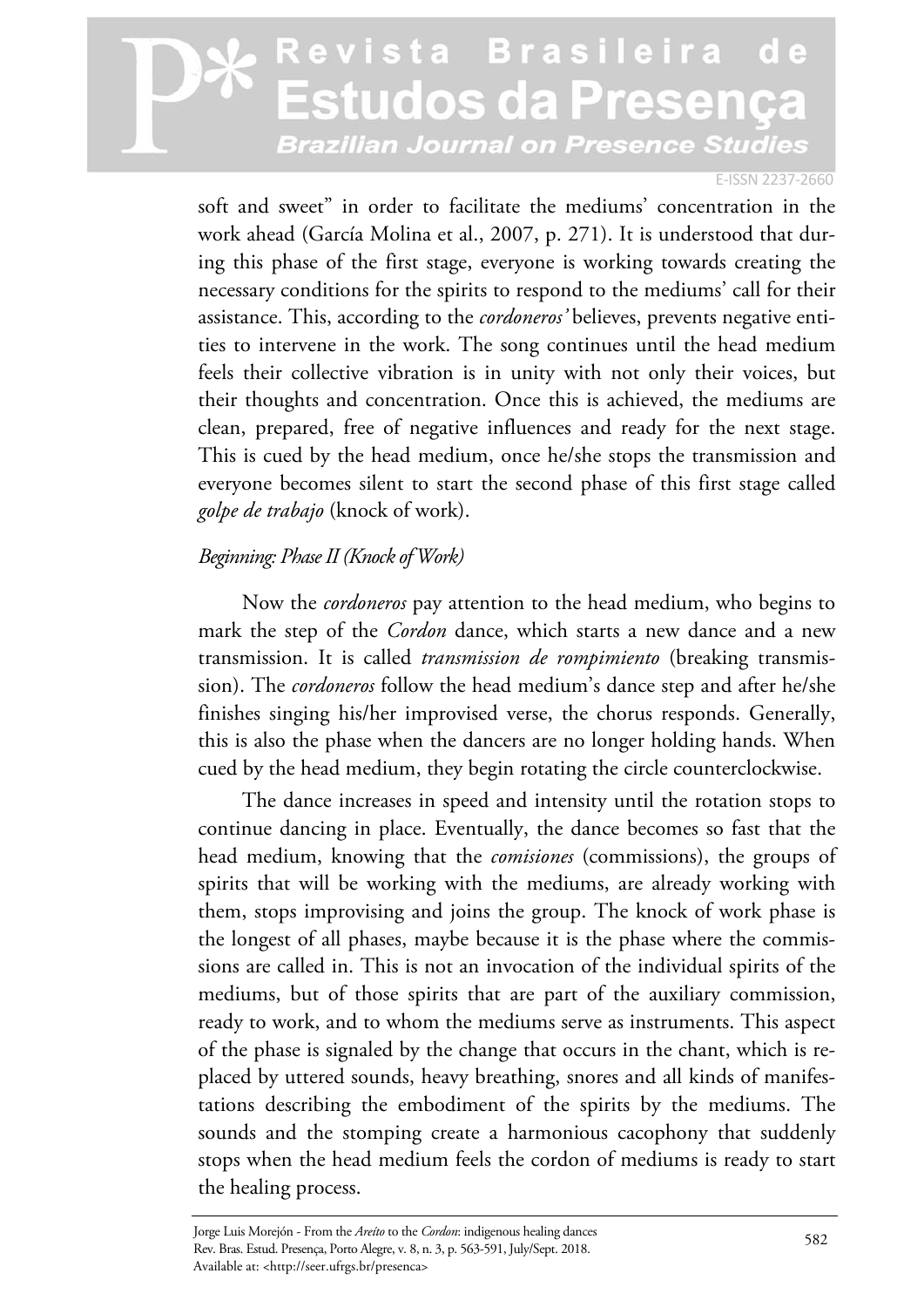soft and sweet" in order to facilitate the mediums' concentration in the work ahead (García Molina et al., 2007, p. 271). It is understood that during this phase of the first stage, everyone is working towards creating the necessary conditions for the spirits to respond to the mediums' call for their assistance. This, according to the *cordoneros'* believes, prevents negative entities to intervene in the work. The song continues until the head medium feels their collective vibration is in unity with not only their voices, but their thoughts and concentration. Once this is achieved, the mediums are clean, prepared, free of negative influences and ready for the next stage. This is cued by the head medium, once he/she stops the transmission and everyone becomes silent to start the second phase of this first stage called *golpe de trabajo* (knock of work).

*Beginning: Phase II (Knock of Work)*

Now the *cordoneros* pay attention to the head medium, who begins to mark the step of the *Cordon* dance, which starts a new dance and a new transmission. It is called *transmission de rompimiento* (breaking transmission). The *cordoneros* follow the head medium's dance step and after he/she finishes singing his/her improvised verse, the chorus responds. Generally, this is also the phase when the dancers are no longer holding hands. When cued by the head medium, they begin rotating the circle counterclockwise.

The dance increases in speed and intensity until the rotation stops to continue dancing in place. Eventually, the dance becomes so fast that the head medium, knowing that the *comisiones* (commissions), the groups of spirits that will be working with the mediums, are already working with them, stops improvising and joins the group. The knock of work phase is the longest of all phases, maybe because it is the phase where the commissions are called in. This is not an invocation of the individual spirits of the mediums, but of those spirits that are part of the auxiliary commission, ready to work, and to whom the mediums serve as instruments. This aspect of the phase is signaled by the change that occurs in the chant, which is replaced by uttered sounds, heavy breathing, snores and all kinds of manifestations describing the embodiment of the spirits by the mediums. The sounds and the stomping create a harmonious cacophony that suddenly stops when the head medium feels the cordon of mediums is ready to start the healing process.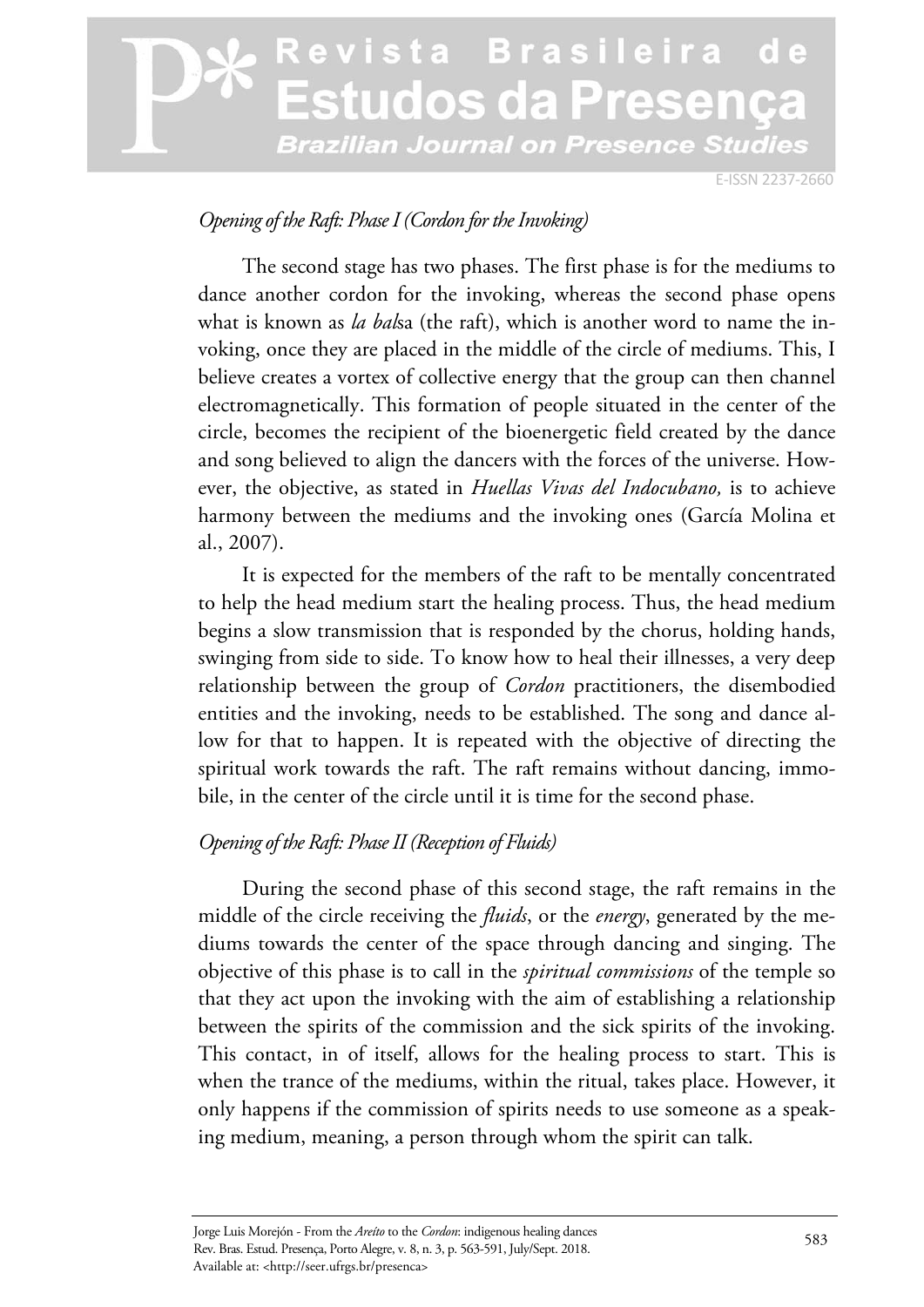### *Opening of the Raft: Phase I (Cordon for the Invoking)*

The second stage has two phases. The first phase is for the mediums to dance another cordon for the invoking, whereas the second phase opens what is known as *la bal*sa (the raft), which is another word to name the invoking, once they are placed in the middle of the circle of mediums. This, I believe creates a vortex of collective energy that the group can then channel electromagnetically. This formation of people situated in the center of the circle, becomes the recipient of the bioenergetic field created by the dance and song believed to align the dancers with the forces of the universe. However, the objective, as stated in *Huellas Vivas del Indocubano,* is to achieve harmony between the mediums and the invoking ones (García Molina et al., 2007).

It is expected for the members of the raft to be mentally concentrated to help the head medium start the healing process. Thus, the head medium begins a slow transmission that is responded by the chorus, holding hands, swinging from side to side. To know how to heal their illnesses, a very deep relationship between the group of *Cordon* practitioners, the disembodied entities and the invoking, needs to be established. The song and dance allow for that to happen. It is repeated with the objective of directing the spiritual work towards the raft. The raft remains without dancing, immobile, in the center of the circle until it is time for the second phase.

### *Opening of the Raft: Phase II (Reception of Fluids)*

During the second phase of this second stage, the raft remains in the middle of the circle receiving the *fluids*, or the *energy*, generated by the mediums towards the center of the space through dancing and singing. The objective of this phase is to call in the *spiritual commissions* of the temple so that they act upon the invoking with the aim of establishing a relationship between the spirits of the commission and the sick spirits of the invoking. This contact, in of itself, allows for the healing process to start. This is when the trance of the mediums, within the ritual, takes place. However, it only happens if the commission of spirits needs to use someone as a speaking medium, meaning, a person through whom the spirit can talk.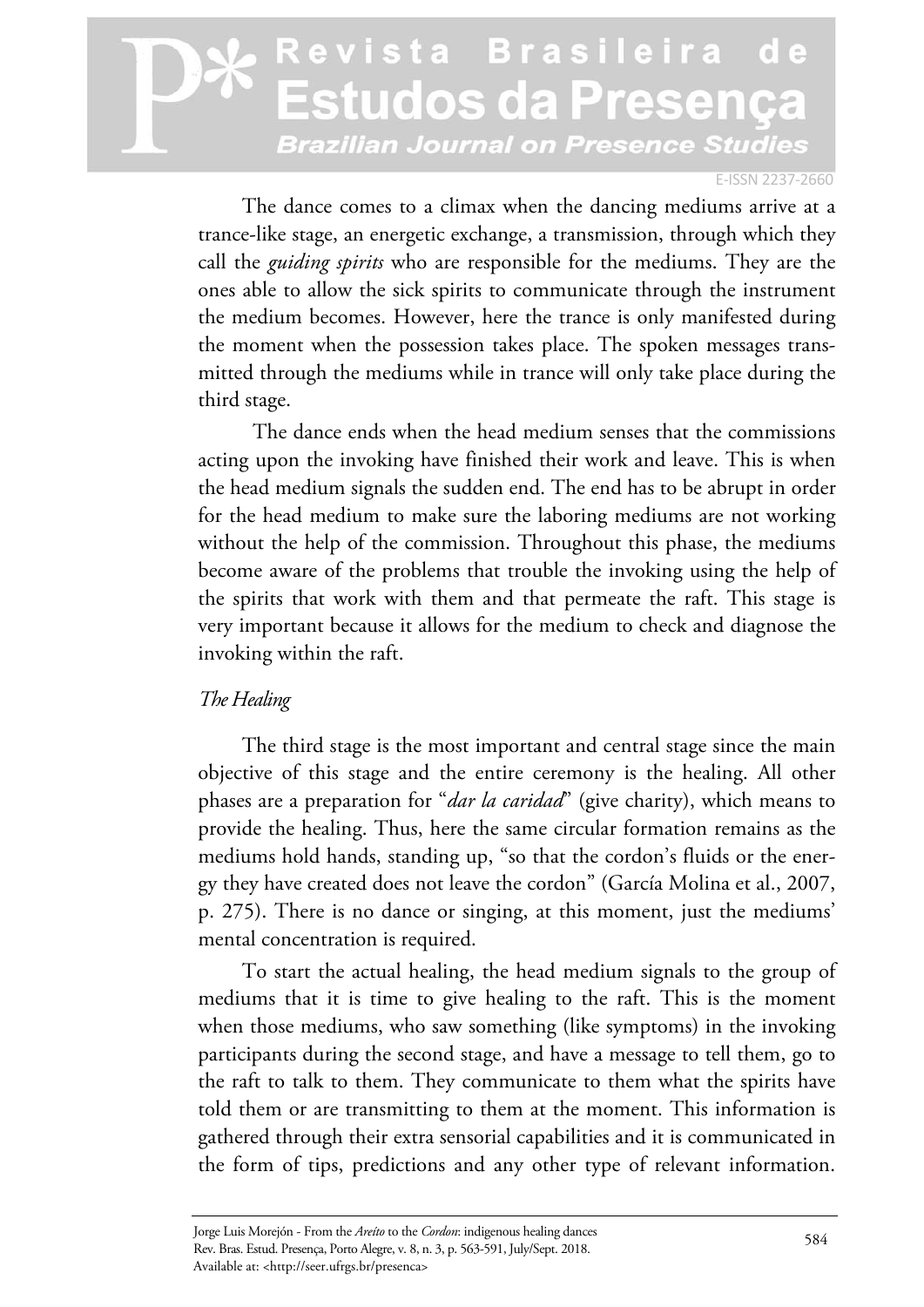The dance comes to a climax when the dancing mediums arrive at a trance-like stage, an energetic exchange, a transmission, through which they call the *guiding spirits* who are responsible for the mediums. They are the ones able to allow the sick spirits to communicate through the instrument the medium becomes. However, here the trance is only manifested during the moment when the possession takes place. The spoken messages transmitted through the mediums while in trance will only take place during the third stage.

The dance ends when the head medium senses that the commissions acting upon the invoking have finished their work and leave. This is when the head medium signals the sudden end. The end has to be abrupt in order for the head medium to make sure the laboring mediums are not working without the help of the commission. Throughout this phase, the mediums become aware of the problems that trouble the invoking using the help of the spirits that work with them and that permeate the raft. This stage is very important because it allows for the medium to check and diagnose the invoking within the raft.

### *The Healing*

The third stage is the most important and central stage since the main objective of this stage and the entire ceremony is the healing. All other phases are a preparation for "*dar la caridad*" (give charity), which means to provide the healing. Thus, here the same circular formation remains as the mediums hold hands, standing up, "so that the cordon's fluids or the energy they have created does not leave the cordon" (García Molina et al., 2007, p. 275). There is no dance or singing, at this moment, just the mediums' mental concentration is required.

To start the actual healing, the head medium signals to the group of mediums that it is time to give healing to the raft. This is the moment when those mediums, who saw something (like symptoms) in the invoking participants during the second stage, and have a message to tell them, go to the raft to talk to them. They communicate to them what the spirits have told them or are transmitting to them at the moment. This information is gathered through their extra sensorial capabilities and it is communicated in the form of tips, predictions and any other type of relevant information.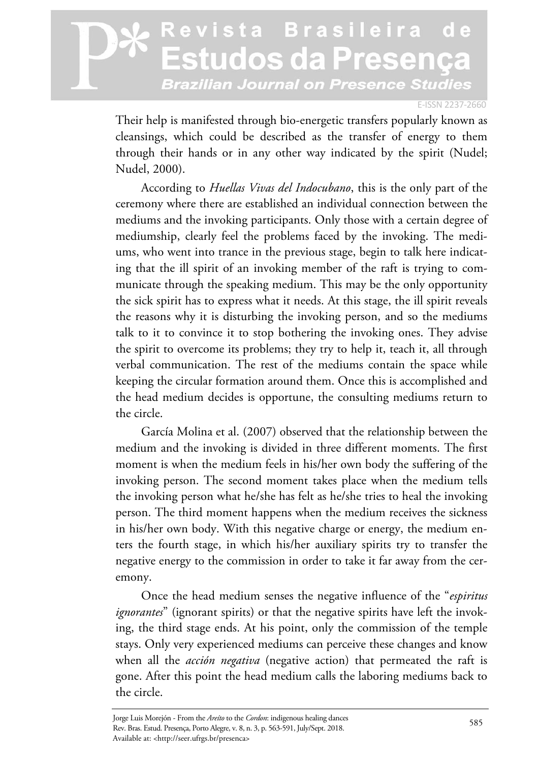Their help is manifested through bio-energetic transfers popularly known as cleansings, which could be described as the transfer of energy to them through their hands or in any other way indicated by the spirit (Nudel; Nudel, 2000).

According to *Huellas Vivas del Indocubano*, this is the only part of the ceremony where there are established an individual connection between the mediums and the invoking participants. Only those with a certain degree of mediumship, clearly feel the problems faced by the invoking. The mediums, who went into trance in the previous stage, begin to talk here indicating that the ill spirit of an invoking member of the raft is trying to communicate through the speaking medium. This may be the only opportunity the sick spirit has to express what it needs. At this stage, the ill spirit reveals the reasons why it is disturbing the invoking person, and so the mediums talk to it to convince it to stop bothering the invoking ones. They advise the spirit to overcome its problems; they try to help it, teach it, all through verbal communication. The rest of the mediums contain the space while keeping the circular formation around them. Once this is accomplished and the head medium decides is opportune, the consulting mediums return to the circle.

García Molina et al. (2007) observed that the relationship between the medium and the invoking is divided in three different moments. The first moment is when the medium feels in his/her own body the suffering of the invoking person. The second moment takes place when the medium tells the invoking person what he/she has felt as he/she tries to heal the invoking person. The third moment happens when the medium receives the sickness in his/her own body. With this negative charge or energy, the medium enters the fourth stage, in which his/her auxiliary spirits try to transfer the negative energy to the commission in order to take it far away from the ceremony.

Once the head medium senses the negative influence of the "*espiritus ignorantes*" (ignorant spirits) or that the negative spirits have left the invoking, the third stage ends. At his point, only the commission of the temple stays. Only very experienced mediums can perceive these changes and know when all the *acción negativa* (negative action) that permeated the raft is gone. After this point the head medium calls the laboring mediums back to the circle.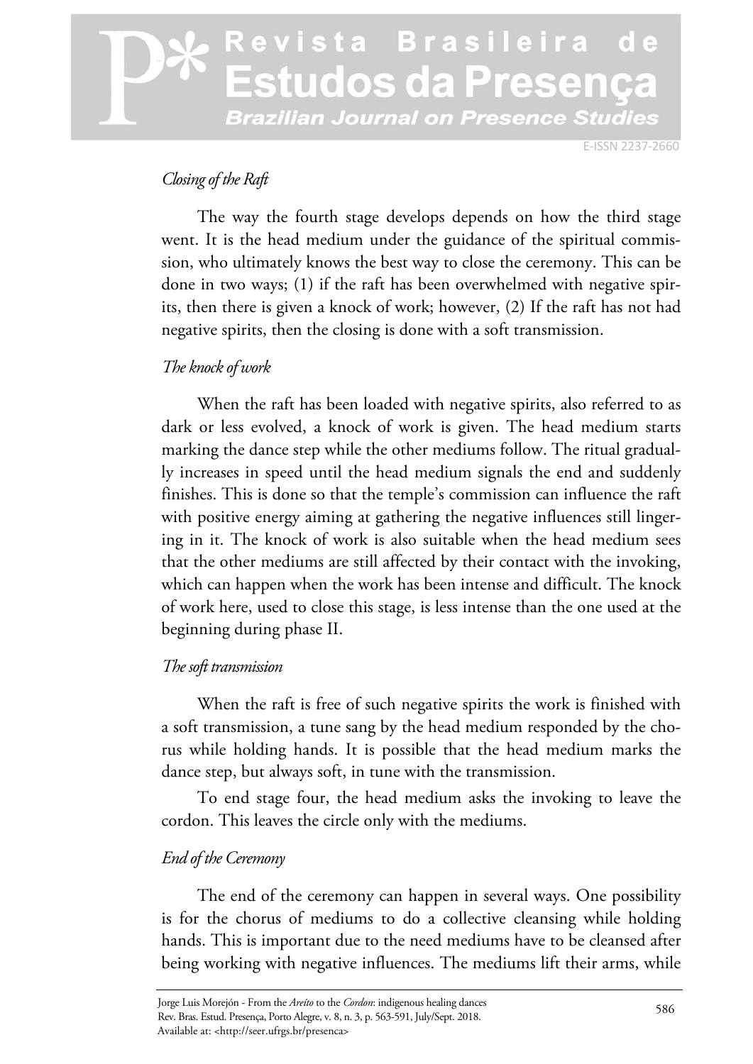*Closing of the Raft*

The way the fourth stage develops depends on how the third stage went. It is the head medium under the guidance of the spiritual commission, who ultimately knows the best way to close the ceremony. This can be done in two ways; (1) if the raft has been overwhelmed with negative spirits, then there is given a knock of work; however, (2) If the raft has not had negative spirits, then the closing is done with a soft transmission.

*The knock of work*

When the raft has been loaded with negative spirits, also referred to as dark or less evolved, a knock of work is given. The head medium starts marking the dance step while the other mediums follow. The ritual gradually increases in speed until the head medium signals the end and suddenly finishes. This is done so that the temple's commission can influence the raft with positive energy aiming at gathering the negative influences still lingering in it. The knock of work is also suitable when the head medium sees that the other mediums are still affected by their contact with the invoking, which can happen when the work has been intense and difficult. The knock of work here, used to close this stage, is less intense than the one used at the beginning during phase II.

*The soft transmission*

When the raft is free of such negative spirits the work is finished with a soft transmission, a tune sang by the head medium responded by the chorus while holding hands. It is possible that the head medium marks the dance step, but always soft, in tune with the transmission.

To end stage four, the head medium asks the invoking to leave the cordon. This leaves the circle only with the mediums.

*End of the Ceremony*

The end of the ceremony can happen in several ways. One possibility is for the chorus of mediums to do a collective cleansing while holding hands. This is important due to the need mediums have to be cleansed after being working with negative influences. The mediums lift their arms, while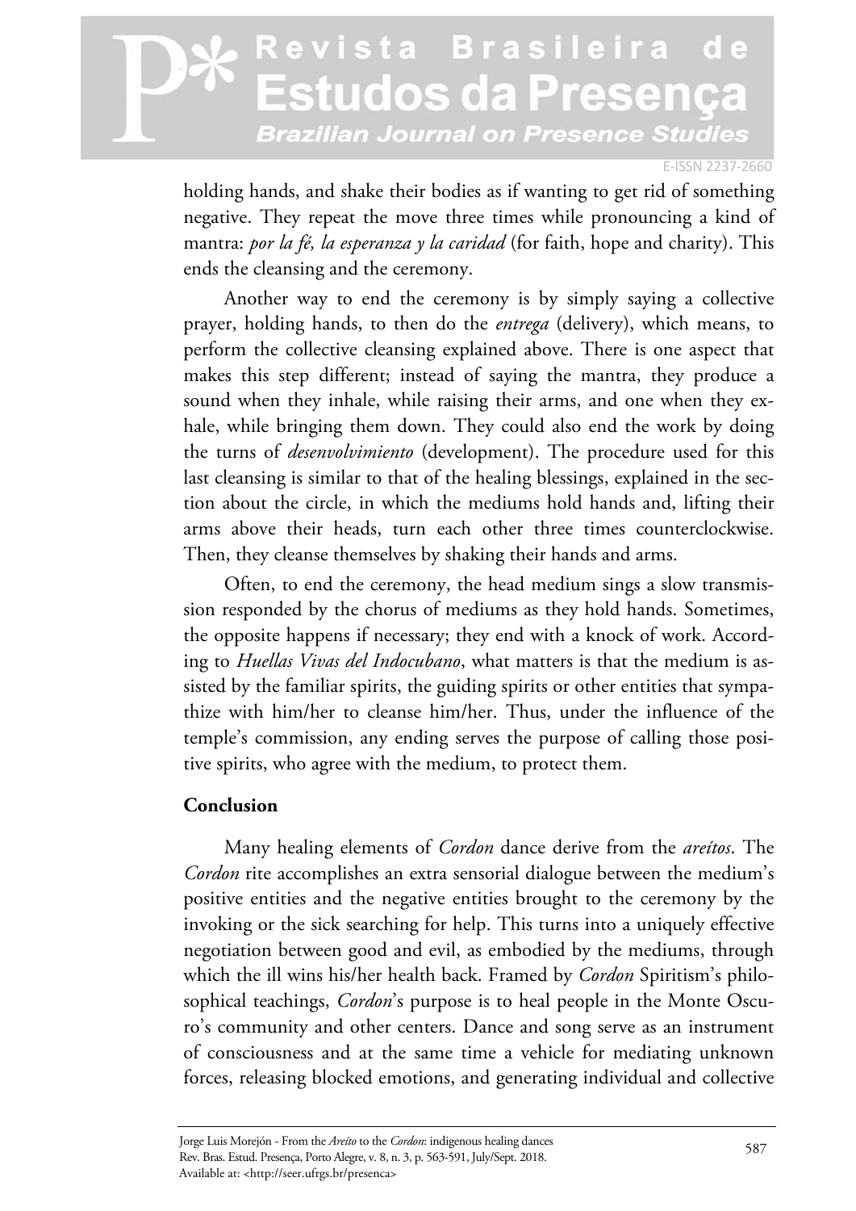holding hands, and shake their bodies as if wanting to get rid of something negative. They repeat the move three times while pronouncing a kind of mantra: *por la fé, la esperanza y la caridad* (for faith, hope and charity). This ends the cleansing and the ceremony.

Another way to end the ceremony is by simply saying a collective prayer, holding hands, to then do the *entrega* (delivery), which means, to perform the collective cleansing explained above. There is one aspect that makes this step different; instead of saying the mantra, they produce a sound when they inhale, while raising their arms, and one when they exhale, while bringing them down. They could also end the work by doing the turns of *desenvolvimiento* (development). The procedure used for this last cleansing is similar to that of the healing blessings, explained in the section about the circle, in which the mediums hold hands and, lifting their arms above their heads, turn each other three times counterclockwise. Then, they cleanse themselves by shaking their hands and arms.

Often, to end the ceremony, the head medium sings a slow transmission responded by the chorus of mediums as they hold hands. Sometimes, the opposite happens if necessary; they end with a knock of work. According to *Huellas Vivas del Indocubano*, what matters is that the medium is assisted by the familiar spirits, the guiding spirits or other entities that sympathize with him/her to cleanse him/her. Thus, under the influence of the temple's commission, any ending serves the purpose of calling those positive spirits, who agree with the medium, to protect them.

## Conclusion

Many healing elements of *Cordon* dance derive from the *areítos*. The *Cordon* rite accomplishes an extra sensorial dialogue between the medium's positive entities and the negative entities brought to the ceremony by the invoking or the sick searching for help. This turns into a uniquely effective negotiation between good and evil, as embodied by the mediums, through which the ill wins his/her health back. Framed by *Cordon* Spiritism's philosophical teachings, *Cordon*'s purpose is to heal people in the Monte Oscuro's community and other centers. Dance and song serve as an instrument of consciousness and at the same time a vehicle for mediating unknown forces, releasing blocked emotions, and generating individual and collective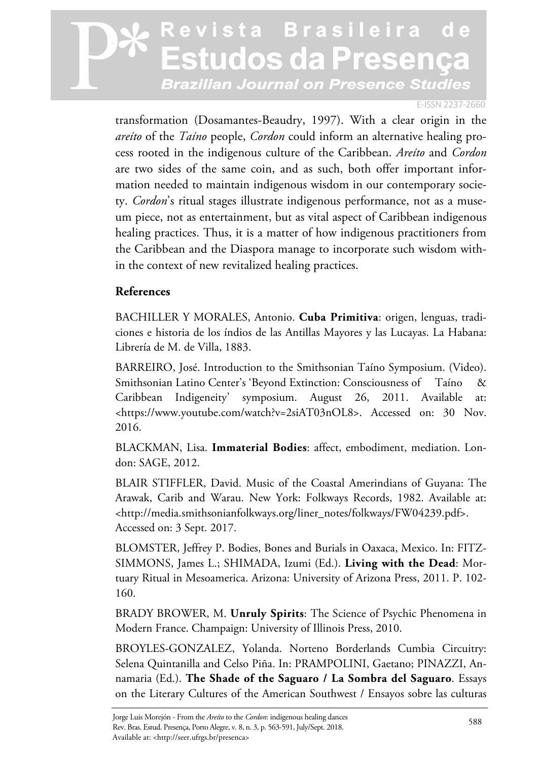transformation (Dosamantes-Beaudry, 1997). With a clear origin in the *areíto* of the *Taíno* people, *Cordon* could inform an alternative healing process rooted in the indigenous culture of the Caribbean. *Areíto* and *Cordon* are two sides of the same coin, and as such, both offer important information needed to maintain indigenous wisdom in our contemporary society. *Cordon*'s ritual stages illustrate indigenous performance, not as a museum piece, not as entertainment, but as vital aspect of Caribbean indigenous healing practices. Thus, it is a matter of how indigenous practitioners from the Caribbean and the Diaspora manage to incorporate such wisdom within the context of new revitalized healing practices.

## References

BACHILLER Y MORALES, Antonio. **Cuba Primitiva**: origen, lenguas, tradiciones e historia de los índios de las Antillas Mayores y las Lucayas. La Habana: Librería de M. de Villa, 1883.

BARREIRO, José. Introduction to the Smithsonian Taíno Symposium. (Video). Smithsonian Latino Center's 'Beyond Extinction: Consciousness of Taíno & Caribbean Indigeneity' symposium. August 26, 2011. Available at: <https://www.youtube.com/watch?v=2siAT03nOL8>. Accessed on: 30 Nov. 2016.

BLACKMAN, Lisa. **Immaterial Bodies**: affect, embodiment, mediation. London: SAGE, 2012.

BLAIR STIFFLER, David. Music of the Coastal Amerindians of Guyana: The Arawak, Carib and Warau. New York: Folkways Records, 1982. Available at: <http://media.smithsonianfolkways.org/liner_notes/folkways/FW04239.pdf>. Accessed on: 3 Sept. 2017.

BLOMSTER, Jeffrey P. Bodies, Bones and Burials in Oaxaca, Mexico. In: FITZSIMMONS, James L.; SHIMADA, Izumi (Ed.). **Living with the Dead**: Mortuary Ritual in Mesoamerica. Arizona: University of Arizona Press, 2011. P. 102-160.

BRADY BROWER, M. **Unruly Spirits**: The Science of Psychic Phenomena in Modern France. Champaign: University of Illinois Press, 2010.

BROYLES-GONZALEZ, Yolanda. Norteno Borderlands Cumbia Circuitry: Selena Quintanilla and Celso Piña. In: PRAMPOLINI, Gaetano; PINAZZI, Annamaria (Ed.). **The Shade of the Saguaro / La Sombra del Saguaro**. Essays on the Literary Cultures of the American Southwest / Ensayos sobre las culturas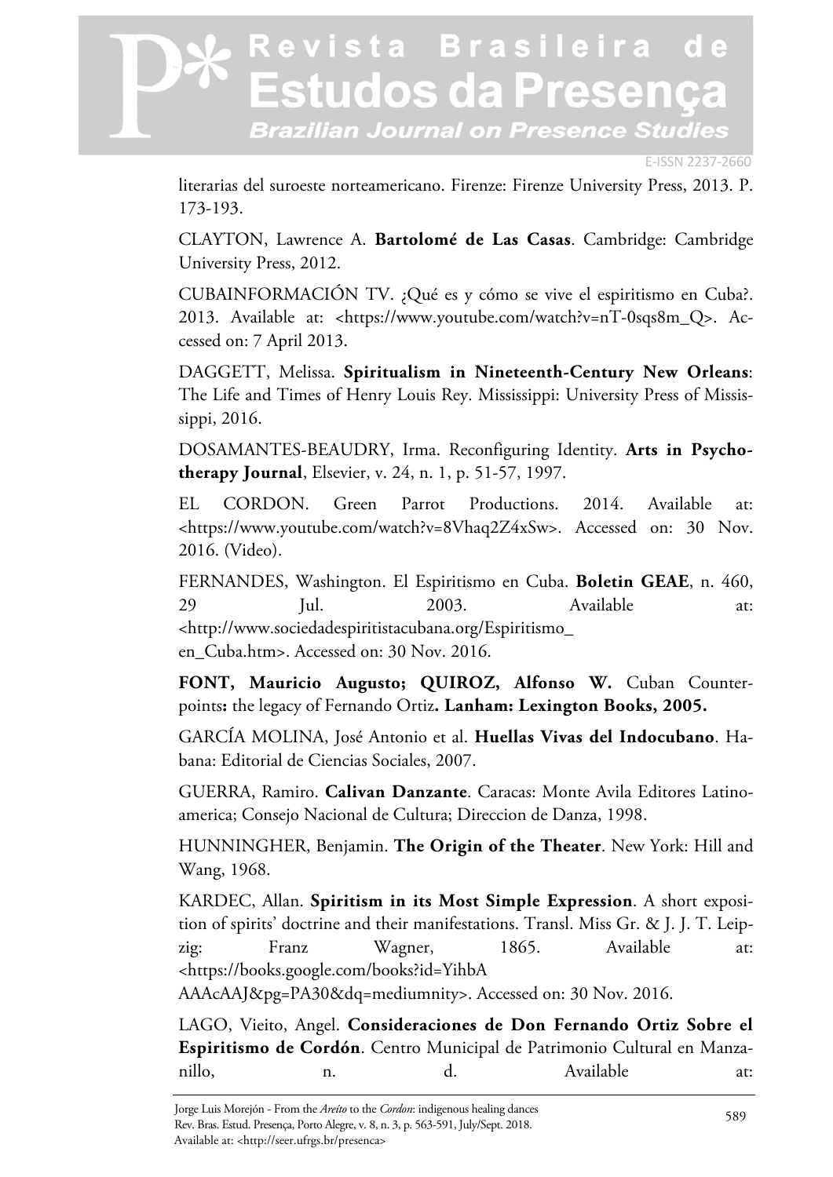literarias del suroeste norteamericano. Firenze: Firenze University Press, 2013. P. 173-193.

CLAYTON, Lawrence A. **Bartolomé de Las Casas**. Cambridge: Cambridge University Press, 2012.

CUBAINFORMACIÓN TV. ¿Qué es y cómo se vive el espiritismo en Cuba?. 2013. Available at: <https://www.youtube.com/watch?v=nT-0sqs8m_Q>. Accessed on: 7 April 2013.

DAGGETT, Melissa. **Spiritualism in Nineteenth-Century New Orleans**: The Life and Times of Henry Louis Rey. Mississippi: University Press of Mississippi, 2016.

DOSAMANTES-BEAUDRY, Irma. Reconfiguring Identity. **Arts in Psychotherapy Journal**, Elsevier, v. 24, n. 1, p. 51-57, 1997.

EL CORDON. Green Parrot Productions. 2014. Available at: <https://www.youtube.com/watch?v=8Vhaq2Z4xSw>. Accessed on: 30 Nov. 2016. (Video).

FERNANDES, Washington. El Espiritismo en Cuba. **Boletin GEAE**, n. 460, 29 Jul. 2003. Available at: <http://www.sociedadespiritistacubana.org/Espiritismo_en_Cuba.htm>. Accessed on: 30 Nov. 2016.

**FONT, Mauricio Augusto; QUIROZ, Alfonso W.** Cuban Counterpoints**:** the legacy of Fernando Ortiz**. Lanham: Lexington Books, 2005.**

GARCÍA MOLINA, José Antonio et al. **Huellas Vivas del Indocubano**. Habana: Editorial de Ciencias Sociales, 2007.

GUERRA, Ramiro. **Calivan Danzante**. Caracas: Monte Avila Editores Latinoamerica; Consejo Nacional de Cultura; Direccion de Danza, 1998.

HUNNINGHER, Benjamin. **The Origin of the Theater**. New York: Hill and Wang, 1968.

KARDEC, Allan. **Spiritism in its Most Simple Expression**. A short exposition of spirits' doctrine and their manifestations. Transl. Miss Gr. & J. J. T. Leipzig: Franz Wagner, 1865. Available at: <https://books.google.com/books?id=YihbAAAcAAJ&pg=PA30&dq=mediumnity>. Accessed on: 30 Nov. 2016.

LAGO, Vieito, Angel. **Consideraciones de Don Fernando Ortiz Sobre el Espiritismo de Cordón**. Centro Municipal de Patrimonio Cultural en Manzanillo, n. d. Available at: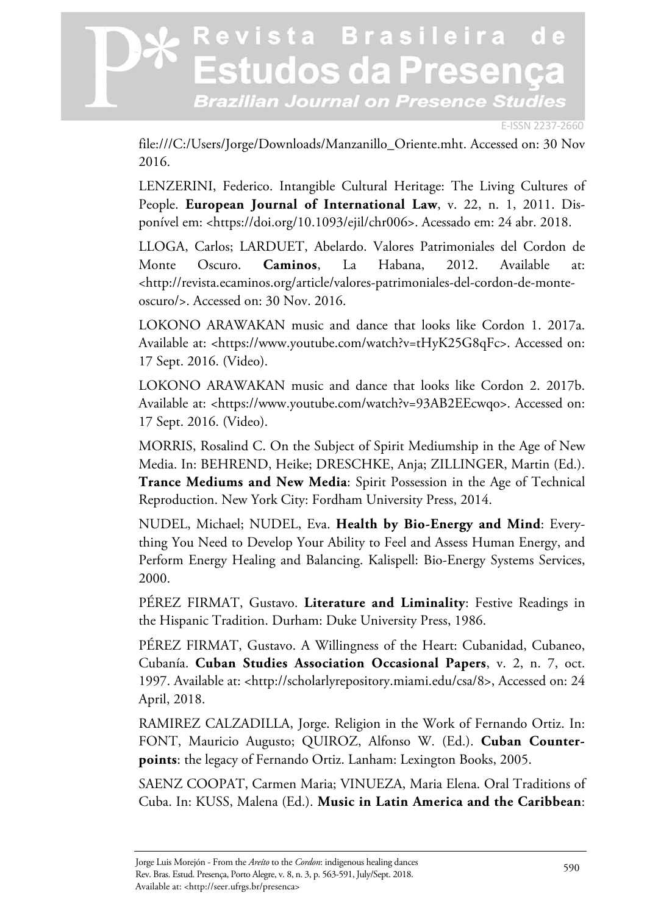file:///C:/Users/Jorge/Downloads/Manzanillo_Oriente.mht. Accessed on: 30 Nov 2016.

LENZERINI, Federico. Intangible Cultural Heritage: The Living Cultures of People. **European Journal of International Law**, v. 22, n. 1, 2011. Disponível em: <https://doi.org/10.1093/ejil/chr006>. Acessado em: 24 abr. 2018.

LLOGA, Carlos; LARDUET, Abelardo. Valores Patrimoniales del Cordon de Monte Oscuro. **Caminos**, La Habana, 2012. Available at: <http://revista.ecaminos.org/article/valores-patrimoniales-del-cordon-de-monte-oscuro/>. Accessed on: 30 Nov. 2016.

LOKONO ARAWAKAN music and dance that looks like Cordon 1. 2017a. Available at: <https://www.youtube.com/watch?v=tHyK25G8qFc>. Accessed on: 17 Sept. 2016. (Video).

LOKONO ARAWAKAN music and dance that looks like Cordon 2. 2017b. Available at: <https://www.youtube.com/watch?v=93AB2EEcwqo>. Accessed on: 17 Sept. 2016. (Video).

MORRIS, Rosalind C. On the Subject of Spirit Mediumship in the Age of New Media. In: BEHREND, Heike; DRESCHKE, Anja; ZILLINGER, Martin (Ed.). **Trance Mediums and New Media**: Spirit Possession in the Age of Technical Reproduction. New York City: Fordham University Press, 2014.

NUDEL, Michael; NUDEL, Eva. **Health by Bio-Energy and Mind**: Everything You Need to Develop Your Ability to Feel and Assess Human Energy, and Perform Energy Healing and Balancing. Kalispell: Bio-Energy Systems Services, 2000.

PÉREZ FIRMAT, Gustavo. **Literature and Liminality**: Festive Readings in the Hispanic Tradition. Durham: Duke University Press, 1986.

PÉREZ FIRMAT, Gustavo. A Willingness of the Heart: Cubanidad, Cubaneo, Cubanía. **Cuban Studies Association Occasional Papers**, v. 2, n. 7, oct. 1997. Available at: <http://scholarlyrepository.miami.edu/csa/8>, Accessed on: 24 April, 2018.

RAMIREZ CALZADILLA, Jorge. Religion in the Work of Fernando Ortiz. In: FONT, Mauricio Augusto; QUIROZ, Alfonso W. (Ed.). **Cuban Counterpoints**: the legacy of Fernando Ortiz. Lanham: Lexington Books, 2005.

SAENZ COOPAT, Carmen Maria; VINUEZA, Maria Elena. Oral Traditions of Cuba. In: KUSS, Malena (Ed.). **Music in Latin America and the Caribbean**: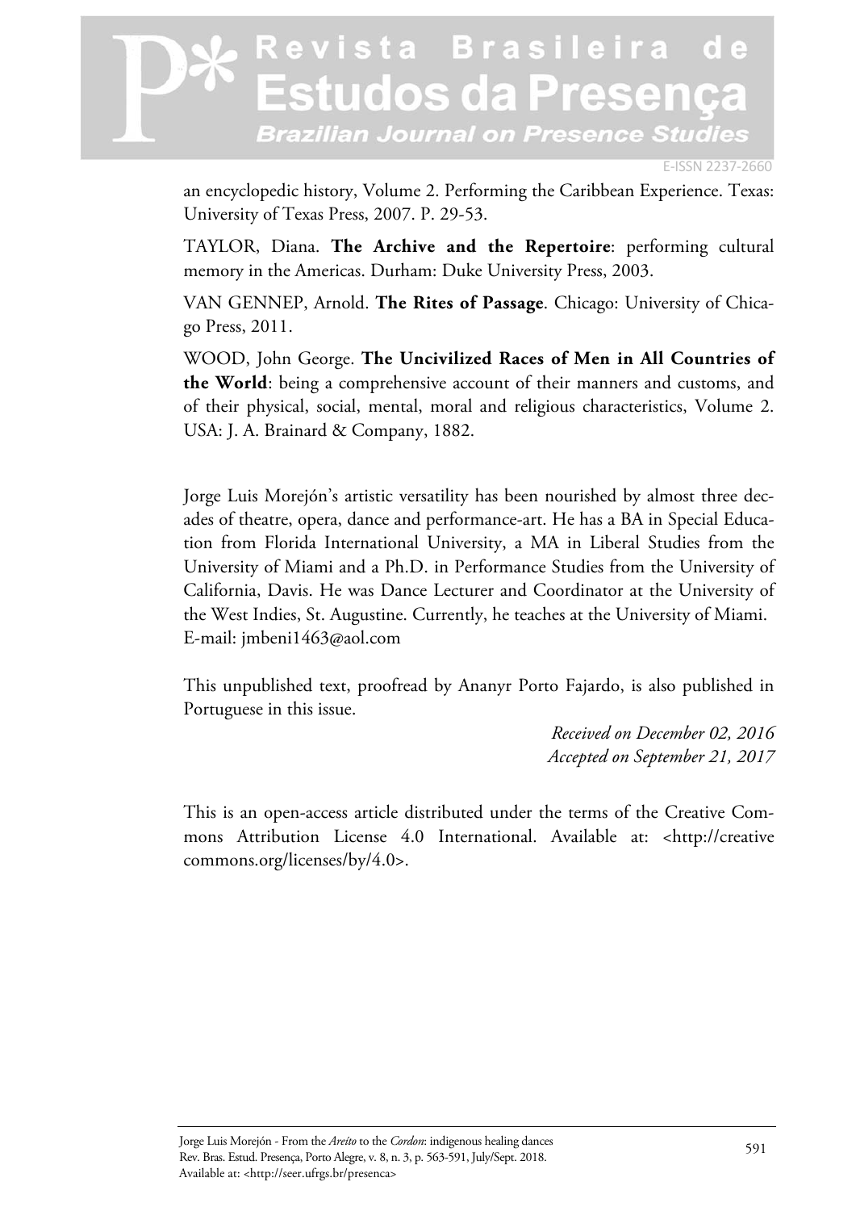an encyclopedic history, Volume 2. Performing the Caribbean Experience. Texas: University of Texas Press, 2007. P. 29-53.

TAYLOR, Diana. **The Archive and the Repertoire**: performing cultural memory in the Americas. Durham: Duke University Press, 2003.

VAN GENNEP, Arnold. **The Rites of Passage**. Chicago: University of Chicago Press, 2011.

WOOD, John George. **The Uncivilized Races of Men in All Countries of the World**: being a comprehensive account of their manners and customs, and of their physical, social, mental, moral and religious characteristics, Volume 2. USA: J. A. Brainard & Company, 1882.

Jorge Luis Morejón's artistic versatility has been nourished by almost three decades of theatre, opera, dance and performance-art. He has a BA in Special Education from Florida International University, a MA in Liberal Studies from the University of Miami and a Ph.D. in Performance Studies from the University of California, Davis. He was Dance Lecturer and Coordinator at the University of the West Indies, St. Augustine. Currently, he teaches at the University of Miami.
E-mail: jmbeni1463@aol.com

This unpublished text, proofread by Ananyr Porto Fajardo, is also published in Portuguese in this issue.

*Received on December 02, 2016*
*Accepted on September 21, 2017*

This is an open-access article distributed under the terms of the Creative Commons Attribution License 4.0 International. Available at: <http://creative commons.org/licenses/by/4.0>.